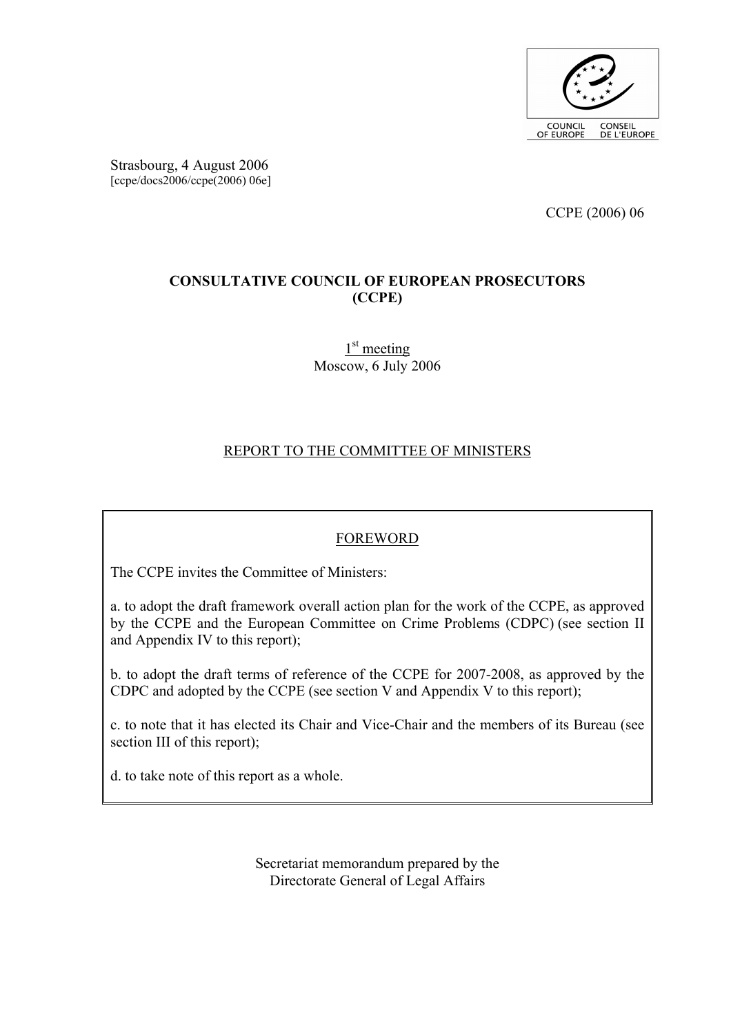COUNCIL OF EUROPE CONSEIL DE L'EUROPE

Strasbourg, 4 August 2006
[ccpe/docs2006/ccpe(2006) 06e]

CCPE (2006) 06

**CONSULTATIVE COUNCIL OF EUROPEAN PROSECUTORS (CCPE)**

1st meeting
Moscow, 6 July 2006

REPORT TO THE COMMITTEE OF MINISTERS

FOREWORD

The CCPE invites the Committee of Ministers:

a. to adopt the draft framework overall action plan for the work of the CCPE, as approved by the CCPE and the European Committee on Crime Problems (CDPC) (see section II and Appendix IV to this report);

b. to adopt the draft terms of reference of the CCPE for 2007-2008, as approved by the CDPC and adopted by the CCPE (see section V and Appendix V to this report);

c. to note that it has elected its Chair and Vice-Chair and the members of its Bureau (see section III of this report);

d. to take note of this report as a whole.

Secretariat memorandum prepared by the
Directorate General of Legal Affairs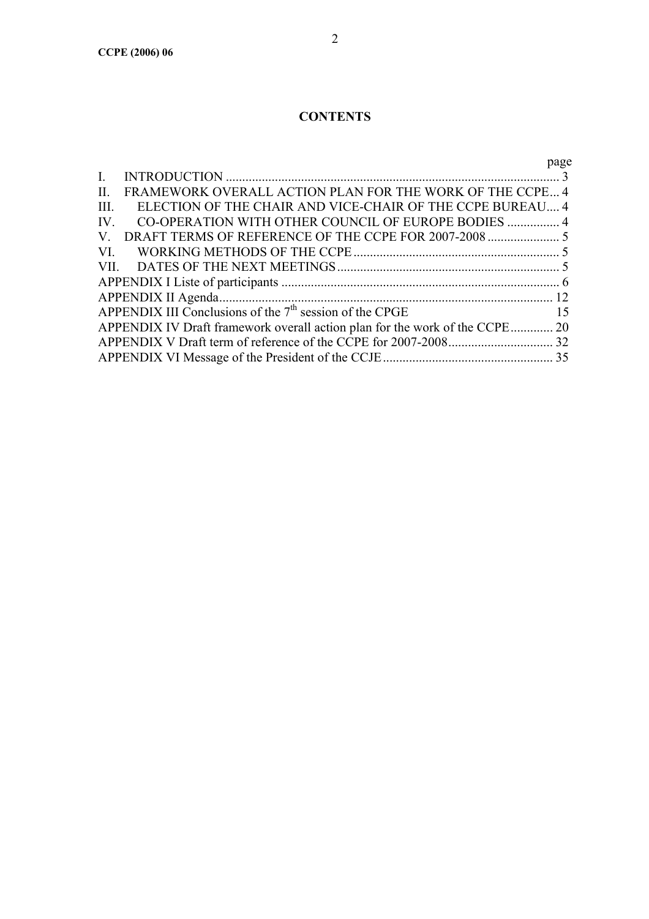## CONTENTS

| | page |
|---|---|
| I. INTRODUCTION | 3 |
| II. FRAMEWORK OVERALL ACTION PLAN FOR THE WORK OF THE CCPE | 4 |
| III. ELECTION OF THE CHAIR AND VICE-CHAIR OF THE CCPE BUREAU | 4 |
| IV. CO-OPERATION WITH OTHER COUNCIL OF EUROPE BODIES | 4 |
| V. DRAFT TERMS OF REFERENCE OF THE CCPE FOR 2007-2008 | 5 |
| VI. WORKING METHODS OF THE CCPE | 5 |
| VII. DATES OF THE NEXT MEETINGS | 5 |
| APPENDIX I Liste of participants | 6 |
| APPENDIX II Agenda | 12 |
| APPENDIX III Conclusions of the 7th session of the CPGE | 15 |
| APPENDIX IV Draft framework overall action plan for the work of the CCPE | 20 |
| APPENDIX V Draft term of reference of the CCPE for 2007-2008 | 32 |
| APPENDIX VI Message of the President of the CCJE | 35 |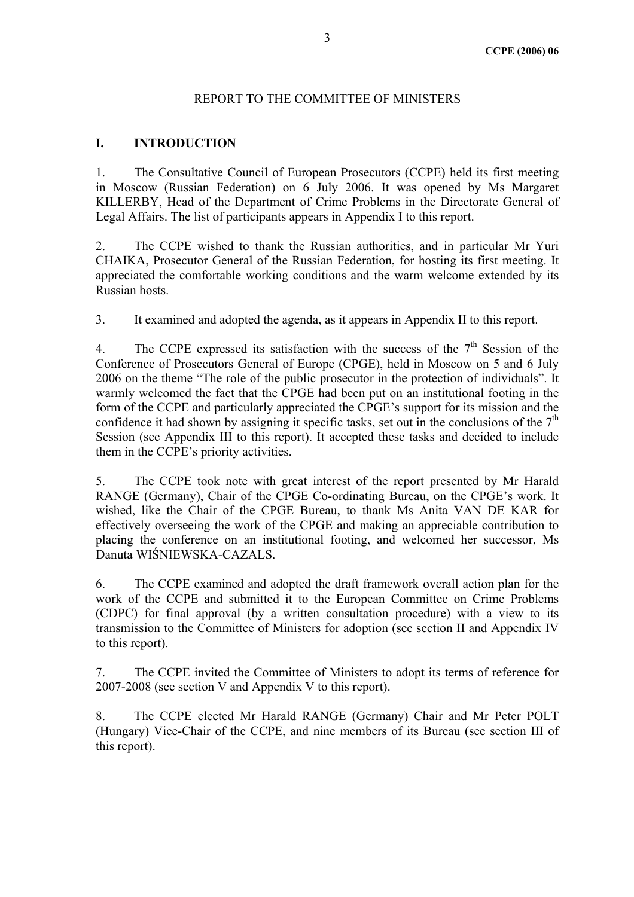REPORT TO THE COMMITTEE OF MINISTERS

## I. INTRODUCTION

1. The Consultative Council of European Prosecutors (CCPE) held its first meeting in Moscow (Russian Federation) on 6 July 2006. It was opened by Ms Margaret KILLERBY, Head of the Department of Crime Problems in the Directorate General of Legal Affairs. The list of participants appears in Appendix I to this report.

2. The CCPE wished to thank the Russian authorities, and in particular Mr Yuri CHAIKA, Prosecutor General of the Russian Federation, for hosting its first meeting. It appreciated the comfortable working conditions and the warm welcome extended by its Russian hosts.

3. It examined and adopted the agenda, as it appears in Appendix II to this report.

4. The CCPE expressed its satisfaction with the success of the 7th Session of the Conference of Prosecutors General of Europe (CPGE), held in Moscow on 5 and 6 July 2006 on the theme "The role of the public prosecutor in the protection of individuals". It warmly welcomed the fact that the CPGE had been put on an institutional footing in the form of the CCPE and particularly appreciated the CPGE's support for its mission and the confidence it had shown by assigning it specific tasks, set out in the conclusions of the 7th Session (see Appendix III to this report). It accepted these tasks and decided to include them in the CCPE's priority activities.

5. The CCPE took note with great interest of the report presented by Mr Harald RANGE (Germany), Chair of the CPGE Co-ordinating Bureau, on the CPGE's work. It wished, like the Chair of the CPGE Bureau, to thank Ms Anita VAN DE KAR for effectively overseeing the work of the CPGE and making an appreciable contribution to placing the conference on an institutional footing, and welcomed her successor, Ms Danuta WIŚNIEWSKA-CAZALS.

6. The CCPE examined and adopted the draft framework overall action plan for the work of the CCPE and submitted it to the European Committee on Crime Problems (CDPC) for final approval (by a written consultation procedure) with a view to its transmission to the Committee of Ministers for adoption (see section II and Appendix IV to this report).

7. The CCPE invited the Committee of Ministers to adopt its terms of reference for 2007-2008 (see section V and Appendix V to this report).

8. The CCPE elected Mr Harald RANGE (Germany) Chair and Mr Peter POLT (Hungary) Vice-Chair of the CCPE, and nine members of its Bureau (see section III of this report).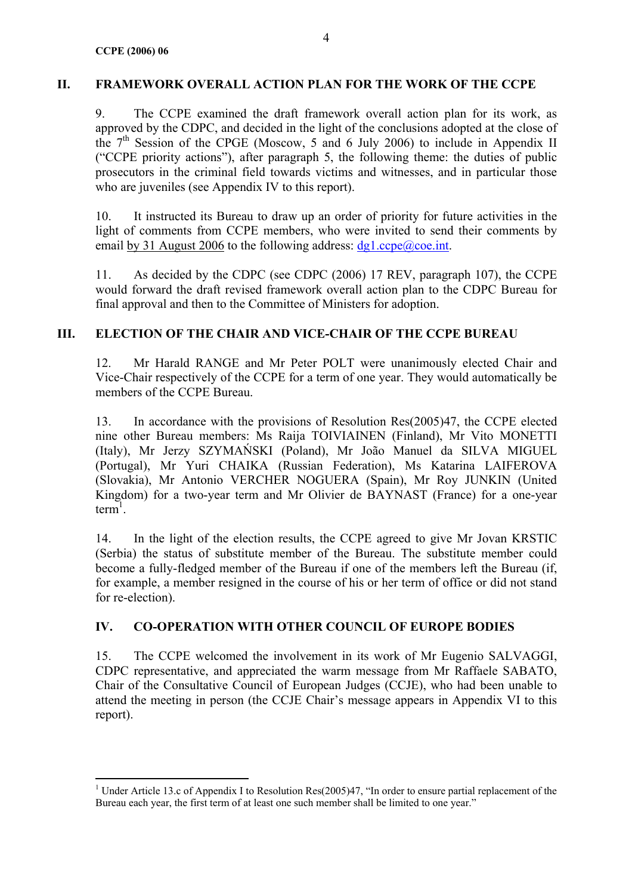## II. FRAMEWORK OVERALL ACTION PLAN FOR THE WORK OF THE CCPE

9. The CCPE examined the draft framework overall action plan for its work, as approved by the CDPC, and decided in the light of the conclusions adopted at the close of the 7th Session of the CPGE (Moscow, 5 and 6 July 2006) to include in Appendix II ("CCPE priority actions"), after paragraph 5, the following theme: the duties of public prosecutors in the criminal field towards victims and witnesses, and in particular those who are juveniles (see Appendix IV to this report).

10. It instructed its Bureau to draw up an order of priority for future activities in the light of comments from CCPE members, who were invited to send their comments by email by 31 August 2006 to the following address: dg1.ccpe@coe.int.

11. As decided by the CDPC (see CDPC (2006) 17 REV, paragraph 107), the CCPE would forward the draft revised framework overall action plan to the CDPC Bureau for final approval and then to the Committee of Ministers for adoption.

## III. ELECTION OF THE CHAIR AND VICE-CHAIR OF THE CCPE BUREAU

12. Mr Harald RANGE and Mr Peter POLT were unanimously elected Chair and Vice-Chair respectively of the CCPE for a term of one year. They would automatically be members of the CCPE Bureau.

13. In accordance with the provisions of Resolution Res(2005)47, the CCPE elected nine other Bureau members: Ms Raija TOIVIAINEN (Finland), Mr Vito MONETTI (Italy), Mr Jerzy SZYMAŃSKI (Poland), Mr João Manuel da SILVA MIGUEL (Portugal), Mr Yuri CHAIKA (Russian Federation), Ms Katarina LAIFEROVA (Slovakia), Mr Antonio VERCHER NOGUERA (Spain), Mr Roy JUNKIN (United Kingdom) for a two-year term and Mr Olivier de BAYNAST (France) for a one-year term[1].

14. In the light of the election results, the CCPE agreed to give Mr Jovan KRSTIC (Serbia) the status of substitute member of the Bureau. The substitute member could become a fully-fledged member of the Bureau if one of the members left the Bureau (if, for example, a member resigned in the course of his or her term of office or did not stand for re-election).

## IV. CO-OPERATION WITH OTHER COUNCIL OF EUROPE BODIES

15. The CCPE welcomed the involvement in its work of Mr Eugenio SALVAGGI, CDPC representative, and appreciated the warm message from Mr Raffaele SABATO, Chair of the Consultative Council of European Judges (CCJE), who had been unable to attend the meeting in person (the CCJE Chair's message appears in Appendix VI to this report).

---

[1] Under Article 13.c of Appendix I to Resolution Res(2005)47, "In order to ensure partial replacement of the Bureau each year, the first term of at least one such member shall be limited to one year."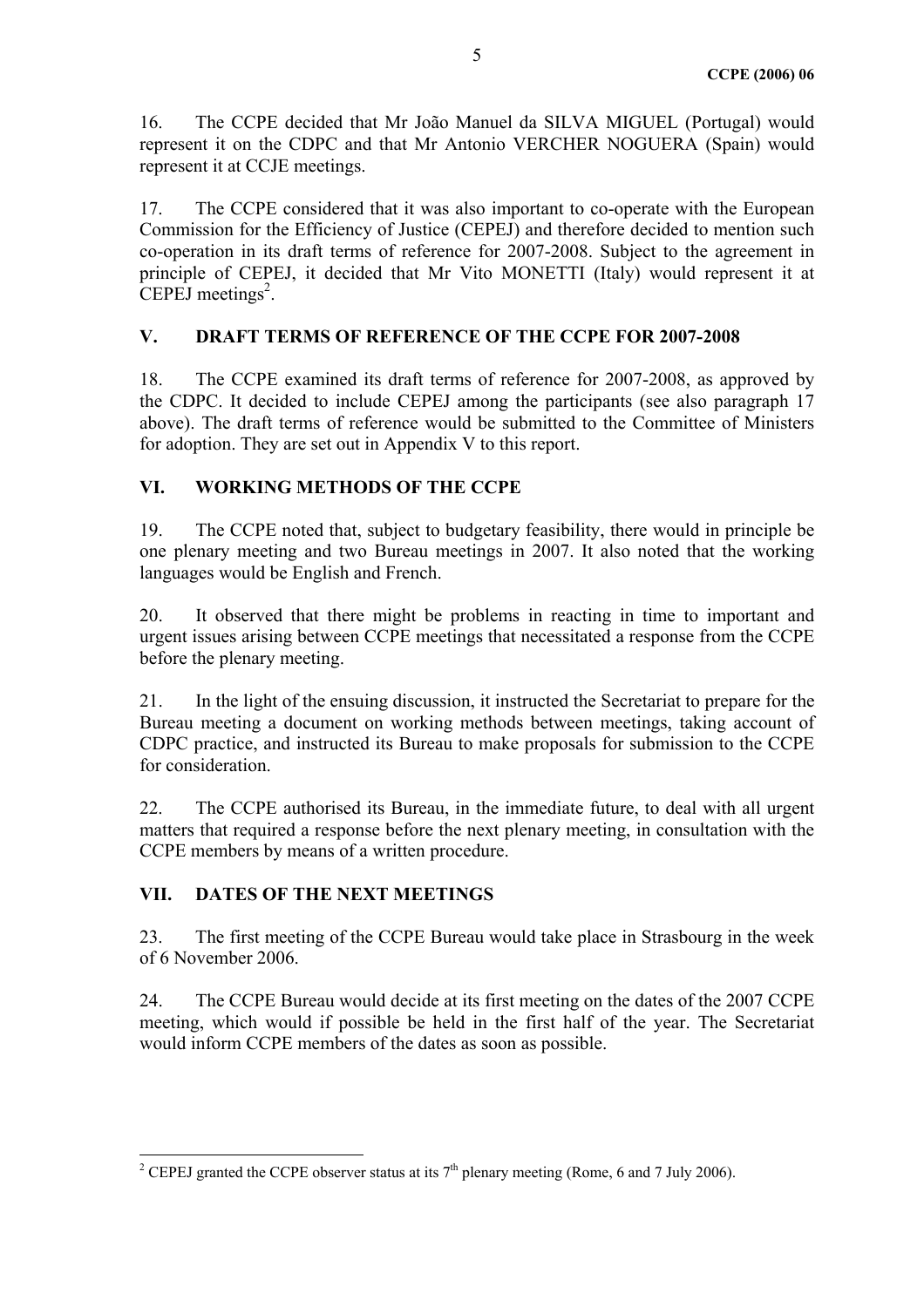16. The CCPE decided that Mr João Manuel da SILVA MIGUEL (Portugal) would represent it on the CDPC and that Mr Antonio VERCHER NOGUERA (Spain) would represent it at CCJE meetings.

17. The CCPE considered that it was also important to co-operate with the European Commission for the Efficiency of Justice (CEPEJ) and therefore decided to mention such co-operation in its draft terms of reference for 2007-2008. Subject to the agreement in principle of CEPEJ, it decided that Mr Vito MONETTI (Italy) would represent it at CEPEJ meetings[2].

## V. DRAFT TERMS OF REFERENCE OF THE CCPE FOR 2007-2008

18. The CCPE examined its draft terms of reference for 2007-2008, as approved by the CDPC. It decided to include CEPEJ among the participants (see also paragraph 17 above). The draft terms of reference would be submitted to the Committee of Ministers for adoption. They are set out in Appendix V to this report.

## VI. WORKING METHODS OF THE CCPE

19. The CCPE noted that, subject to budgetary feasibility, there would in principle be one plenary meeting and two Bureau meetings in 2007. It also noted that the working languages would be English and French.

20. It observed that there might be problems in reacting in time to important and urgent issues arising between CCPE meetings that necessitated a response from the CCPE before the plenary meeting.

21. In the light of the ensuing discussion, it instructed the Secretariat to prepare for the Bureau meeting a document on working methods between meetings, taking account of CDPC practice, and instructed its Bureau to make proposals for submission to the CCPE for consideration.

22. The CCPE authorised its Bureau, in the immediate future, to deal with all urgent matters that required a response before the next plenary meeting, in consultation with the CCPE members by means of a written procedure.

## VII. DATES OF THE NEXT MEETINGS

23. The first meeting of the CCPE Bureau would take place in Strasbourg in the week of 6 November 2006.

24. The CCPE Bureau would decide at its first meeting on the dates of the 2007 CCPE meeting, which would if possible be held in the first half of the year. The Secretariat would inform CCPE members of the dates as soon as possible.

---

[2] CEPEJ granted the CCPE observer status at its 7th plenary meeting (Rome, 6 and 7 July 2006).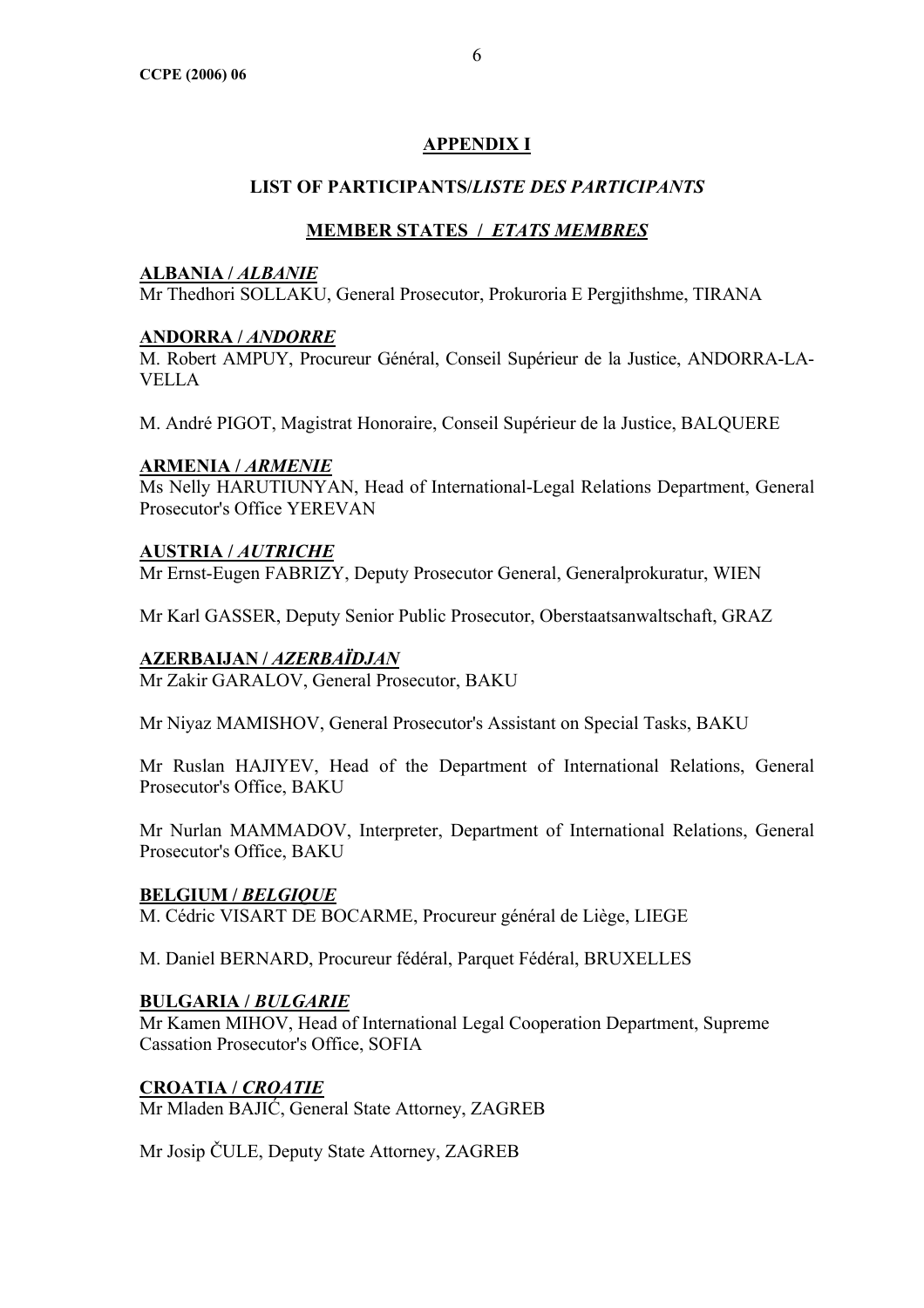## APPENDIX I

### LIST OF PARTICIPANTS/*LISTE DES PARTICIPANTS*

### MEMBER STATES / *ETATS MEMBRES*

**ALBANIA / *ALBANIE***
Mr Thedhori SOLLAKU, General Prosecutor, Prokuroria E Pergjithshme, TIRANA

**ANDORRA / *ANDORRE***
M. Robert AMPUY, Procureur Général, Conseil Supérieur de la Justice, ANDORRA-LA-VELLA

M. André PIGOT, Magistrat Honoraire, Conseil Supérieur de la Justice, BALQUERE

**ARMENIA / *ARMENIE***
Ms Nelly HARUTIUNYAN, Head of International-Legal Relations Department, General Prosecutor's Office YEREVAN

**AUSTRIA / *AUTRICHE***
Mr Ernst-Eugen FABRIZY, Deputy Prosecutor General, Generalprokuratur, WIEN

Mr Karl GASSER, Deputy Senior Public Prosecutor, Oberstaatsanwaltschaft, GRAZ

**AZERBAIJAN / *AZERBAÏDJAN***
Mr Zakir GARALOV, General Prosecutor, BAKU

Mr Niyaz MAMISHOV, General Prosecutor's Assistant on Special Tasks, BAKU

Mr Ruslan HAJIYEV, Head of the Department of International Relations, General Prosecutor's Office, BAKU

Mr Nurlan MAMMADOV, Interpreter, Department of International Relations, General Prosecutor's Office, BAKU

**BELGIUM / *BELGIQUE***
M. Cédric VISART DE BOCARME, Procureur général de Liège, LIEGE

M. Daniel BERNARD, Procureur fédéral, Parquet Fédéral, BRUXELLES

**BULGARIA / *BULGARIE***
Mr Kamen MIHOV, Head of International Legal Cooperation Department, Supreme Cassation Prosecutor's Office, SOFIA

**CROATIA / *CROATIE***
Mr Mladen BAJIĆ, General State Attorney, ZAGREB

Mr Josip ČULE, Deputy State Attorney, ZAGREB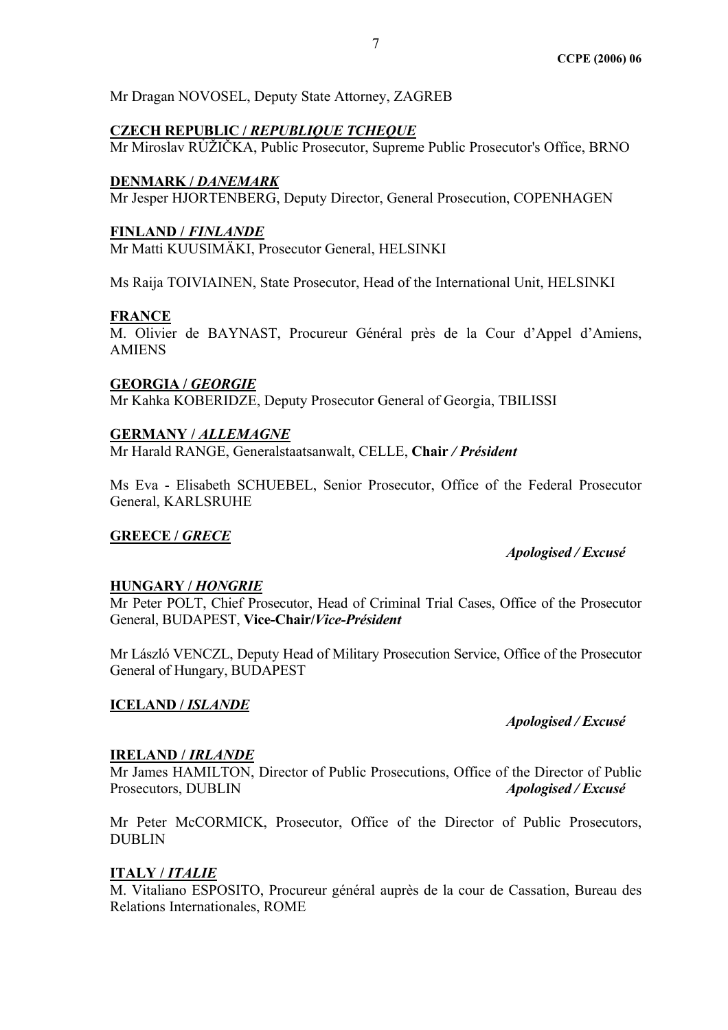Mr Dragan NOVOSEL, Deputy State Attorney, ZAGREB

**CZECH REPUBLIC / *REPUBLIQUE TCHEQUE***
Mr Miroslav RŮŽIČKA, Public Prosecutor, Supreme Public Prosecutor's Office, BRNO

**DENMARK / *DANEMARK***
Mr Jesper HJORTENBERG, Deputy Director, General Prosecution, COPENHAGEN

**FINLAND / *FINLANDE***
Mr Matti KUUSIMÄKI, Prosecutor General, HELSINKI

Ms Raija TOIVIAINEN, State Prosecutor, Head of the International Unit, HELSINKI

**FRANCE**
M. Olivier de BAYNAST, Procureur Général près de la Cour d'Appel d'Amiens, AMIENS

**GEORGIA / *GEORGIE***
Mr Kahka KOBERIDZE, Deputy Prosecutor General of Georgia, TBILISSI

**GERMANY / *ALLEMAGNE***
Mr Harald RANGE, Generalstaatsanwalt, CELLE, **Chair** ***/ Président***

Ms Eva - Elisabeth SCHUEBEL, Senior Prosecutor, Office of the Federal Prosecutor General, KARLSRUHE

**GREECE / *GRECE***

***Apologised / Excusé***

**HUNGARY / *HONGRIE***
Mr Peter POLT, Chief Prosecutor, Head of Criminal Trial Cases, Office of the Prosecutor General, BUDAPEST, **Vice-Chair/*Vice-Président***

Mr László VENCZL, Deputy Head of Military Prosecution Service, Office of the Prosecutor General of Hungary, BUDAPEST

**ICELAND / *ISLANDE***

***Apologised / Excusé***

**IRELAND / *IRLANDE***
Mr James HAMILTON, Director of Public Prosecutions, Office of the Director of Public Prosecutors, DUBLIN ***Apologised / Excusé***

Mr Peter McCORMICK, Prosecutor, Office of the Director of Public Prosecutors, DUBLIN

**ITALY / *ITALIE***
M. Vitaliano ESPOSITO, Procureur général auprès de la cour de Cassation, Bureau des Relations Internationales, ROME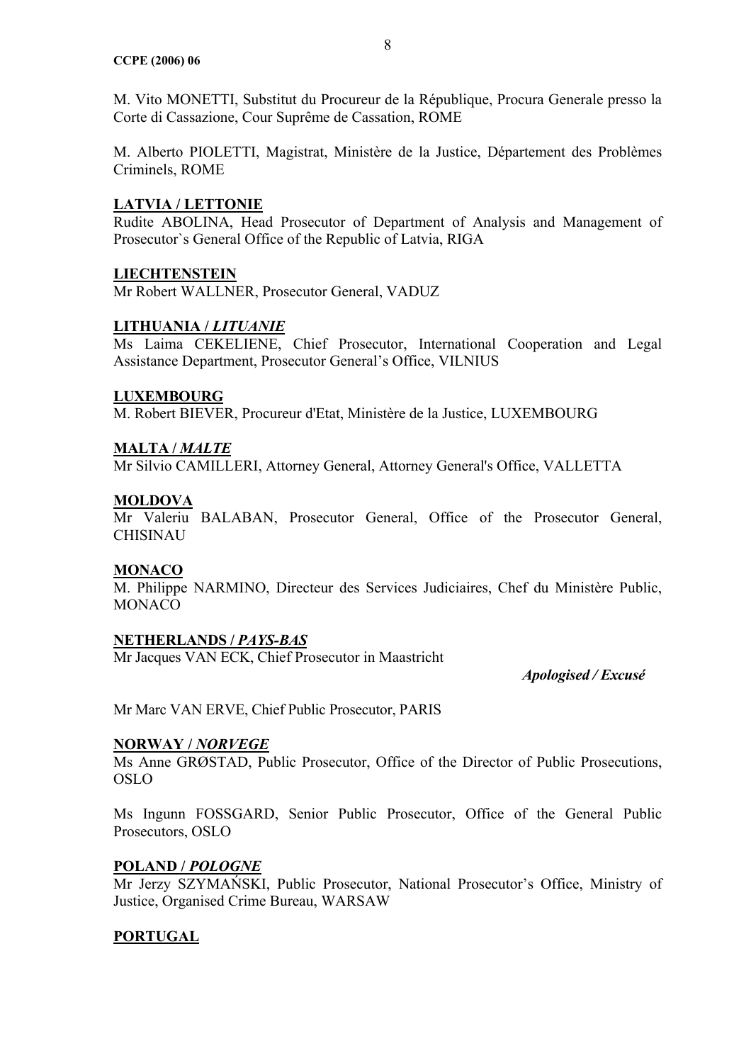M. Vito MONETTI, Substitut du Procureur de la République, Procura Generale presso la Corte di Cassazione, Cour Suprême de Cassation, ROME

M. Alberto PIOLETTI, Magistrat, Ministère de la Justice, Département des Problèmes Criminels, ROME

**LATVIA / LETTONIE**
Rudite ABOLINA, Head Prosecutor of Department of Analysis and Management of Prosecutor`s General Office of the Republic of Latvia, RIGA

**LIECHTENSTEIN**
Mr Robert WALLNER, Prosecutor General, VADUZ

**LITHUANIA / *LITUANIE***
Ms Laima CEKELIENE, Chief Prosecutor, International Cooperation and Legal Assistance Department, Prosecutor General's Office, VILNIUS

**LUXEMBOURG**
M. Robert BIEVER, Procureur d'Etat, Ministère de la Justice, LUXEMBOURG

**MALTA / *MALTE***
Mr Silvio CAMILLERI, Attorney General, Attorney General's Office, VALLETTA

**MOLDOVA**
Mr Valeriu BALABAN, Prosecutor General, Office of the Prosecutor General, CHISINAU

**MONACO**
M. Philippe NARMINO, Directeur des Services Judiciaires, Chef du Ministère Public, MONACO

**NETHERLANDS / *PAYS-BAS***
Mr Jacques VAN ECK, Chief Prosecutor in Maastricht

***Apologised / Excusé***

Mr Marc VAN ERVE, Chief Public Prosecutor, PARIS

**NORWAY / *NORVEGE***
Ms Anne GRØSTAD, Public Prosecutor, Office of the Director of Public Prosecutions, OSLO

Ms Ingunn FOSSGARD, Senior Public Prosecutor, Office of the General Public Prosecutors, OSLO

**POLAND / *POLOGNE***
Mr Jerzy SZYMAŃSKI, Public Prosecutor, National Prosecutor's Office, Ministry of Justice, Organised Crime Bureau, WARSAW

**PORTUGAL**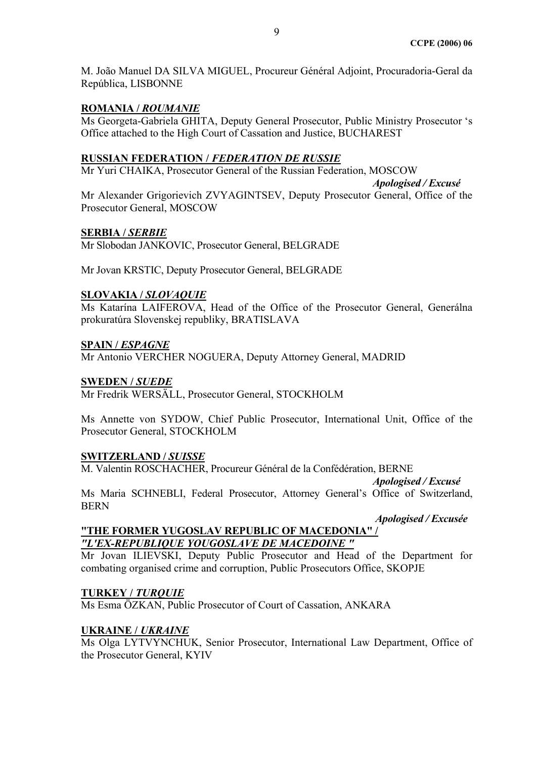M. João Manuel DA SILVA MIGUEL, Procureur Général Adjoint, Procuradoria-Geral da República, LISBONNE

**ROMANIA / *ROUMANIE***

Ms Georgeta-Gabriela GHITA, Deputy General Prosecutor, Public Ministry Prosecutor 's Office attached to the High Court of Cassation and Justice, BUCHAREST

**RUSSIAN FEDERATION / *FEDERATION DE RUSSIE***

Mr Yuri CHAIKA, Prosecutor General of the Russian Federation, MOSCOW

***Apologised / Excusé***

Mr Alexander Grigorievich ZVYAGINTSEV, Deputy Prosecutor General, Office of the Prosecutor General, MOSCOW

**SERBIA / *SERBIE***

Mr Slobodan JANKOVIC, Prosecutor General, BELGRADE

Mr Jovan KRSTIC, Deputy Prosecutor General, BELGRADE

**SLOVAKIA / *SLOVAQUIE***

Ms Katarína LAIFEROVA, Head of the Office of the Prosecutor General, Generálna prokuratúra Slovenskej republiky, BRATISLAVA

**SPAIN / *ESPAGNE***

Mr Antonio VERCHER NOGUERA, Deputy Attorney General, MADRID

**SWEDEN / *SUEDE***

Mr Fredrik WERSÄLL, Prosecutor General, STOCKHOLM

Ms Annette von SYDOW, Chief Public Prosecutor, International Unit, Office of the Prosecutor General, STOCKHOLM

**SWITZERLAND / *SUISSE***

M. Valentin ROSCHACHER, Procureur Général de la Confédération, BERNE

***Apologised / Excusé***

Ms Maria SCHNEBLI, Federal Prosecutor, Attorney General's Office of Switzerland, BERN

***Apologised / Excusée***

**"THE FORMER YUGOSLAV REPUBLIC OF MACEDONIA" / *"L'EX-REPUBLIQUE YOUGOSLAVE DE MACEDOINE "***

Mr Jovan ILIEVSKI, Deputy Public Prosecutor and Head of the Department for combating organised crime and corruption, Public Prosecutors Office, SKOPJE

**TURKEY / *TURQUIE***

Ms Esma ÖZKAN, Public Prosecutor of Court of Cassation, ANKARA

**UKRAINE / *UKRAINE***

Ms Olga LYTVYNCHUK, Senior Prosecutor, International Law Department, Office of the Prosecutor General, KYIV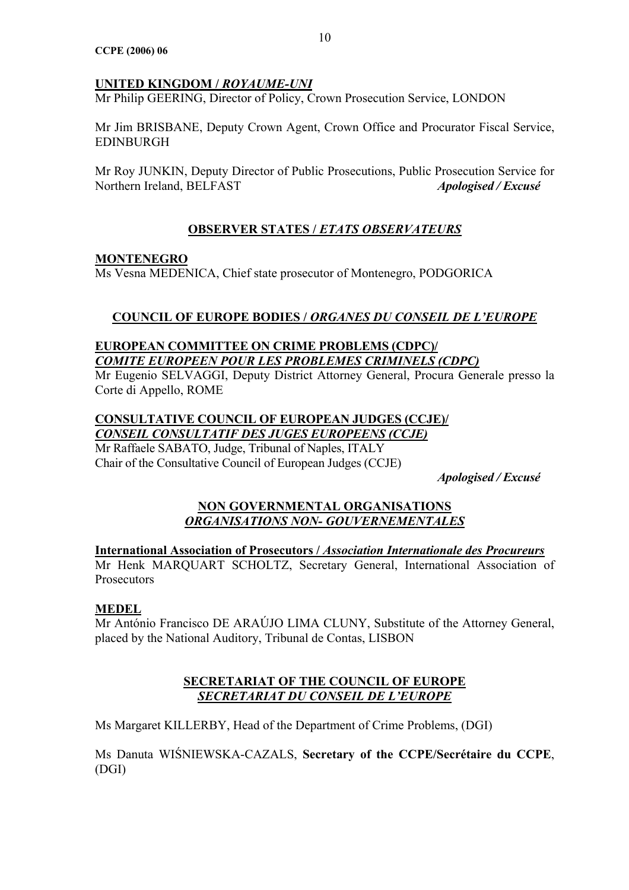**UNITED KINGDOM / *ROYAUME-UNI***

Mr Philip GEERING, Director of Policy, Crown Prosecution Service, LONDON

Mr Jim BRISBANE, Deputy Crown Agent, Crown Office and Procurator Fiscal Service, EDINBURGH

Mr Roy JUNKIN, Deputy Director of Public Prosecutions, Public Prosecution Service for Northern Ireland, BELFAST ***Apologised / Excusé***

**OBSERVER STATES / *ETATS OBSERVATEURS***

**MONTENEGRO**

Ms Vesna MEDENICA, Chief state prosecutor of Montenegro, PODGORICA

**COUNCIL OF EUROPE BODIES / *ORGANES DU CONSEIL DE L'EUROPE***

**EUROPEAN COMMITTEE ON CRIME PROBLEMS (CDPC)/**
***COMITE EUROPEEN POUR LES PROBLEMES CRIMINELS (CDPC)***

Mr Eugenio SELVAGGI, Deputy District Attorney General, Procura Generale presso la Corte di Appello, ROME

**CONSULTATIVE COUNCIL OF EUROPEAN JUDGES (CCJE)/**
***CONSEIL CONSULTATIF DES JUGES EUROPEENS (CCJE)***

Mr Raffaele SABATO, Judge, Tribunal of Naples, ITALY
Chair of the Consultative Council of European Judges (CCJE)

***Apologised / Excusé***

**NON GOVERNMENTAL ORGANISATIONS**
***ORGANISATIONS NON- GOUVERNEMENTALES***

**International Association of Prosecutors / *Association Internationale des Procureurs***

Mr Henk MARQUART SCHOLTZ, Secretary General, International Association of Prosecutors

**MEDEL**

Mr António Francisco DE ARAÚJO LIMA CLUNY, Substitute of the Attorney General, placed by the National Auditory, Tribunal de Contas, LISBON

**SECRETARIAT OF THE COUNCIL OF EUROPE**
***SECRETARIAT DU CONSEIL DE L'EUROPE***

Ms Margaret KILLERBY, Head of the Department of Crime Problems, (DGI)

Ms Danuta WIŚNIEWSKA-CAZALS, **Secretary of the CCPE/Secrétaire du CCPE**, (DGI)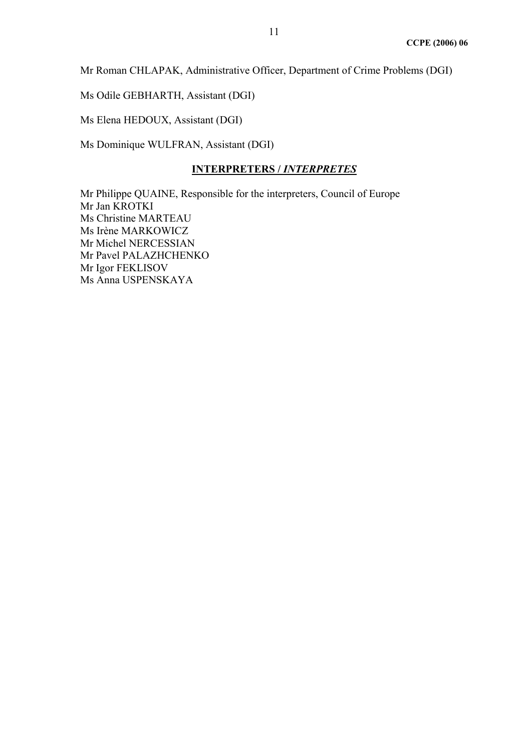Mr Roman CHLAPAK, Administrative Officer, Department of Crime Problems (DGI)

Ms Odile GEBHARTH, Assistant (DGI)

Ms Elena HEDOUX, Assistant (DGI)

Ms Dominique WULFRAN, Assistant (DGI)

## INTERPRETERS / *INTERPRETES*

Mr Philippe QUAINE, Responsible for the interpreters, Council of Europe  
Mr Jan KROTKI  
Ms Christine MARTEAU  
Ms Irène MARKOWICZ  
Mr Michel NERCESSIAN  
Mr Pavel PALAZHCHENKO  
Mr Igor FEKLISOV  
Ms Anna USPENSKAYA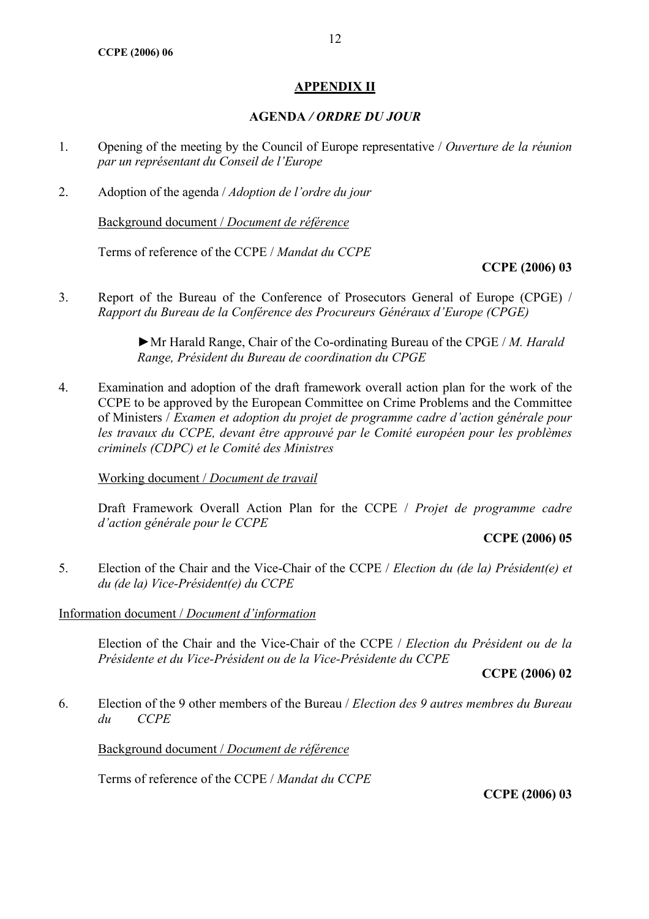## APPENDIX II

### AGENDA */ ORDRE DU JOUR*

1. Opening of the meeting by the Council of Europe representative / *Ouverture de la réunion par un représentant du Conseil de l'Europe*

2. Adoption of the agenda / *Adoption de l'ordre du jour*

   Background document / *Document de référence*

   Terms of reference of the CCPE / *Mandat du CCPE*

   **CCPE (2006) 03**

3. Report of the Bureau of the Conference of Prosecutors General of Europe (CPGE) / *Rapport du Bureau de la Conférence des Procureurs Généraux d'Europe (CPGE)*

   ►Mr Harald Range, Chair of the Co-ordinating Bureau of the CPGE / *M. Harald Range, Président du Bureau de coordination du CPGE*

4. Examination and adoption of the draft framework overall action plan for the work of the CCPE to be approved by the European Committee on Crime Problems and the Committee of Ministers / *Examen et adoption du projet de programme cadre d'action générale pour les travaux du CCPE, devant être approuvé par le Comité européen pour les problèmes criminels (CDPC) et le Comité des Ministres*

   Working document / *Document de travail*

   Draft Framework Overall Action Plan for the CCPE / *Projet de programme cadre d'action générale pour le CCPE*

   **CCPE (2006) 05**

5. Election of the Chair and the Vice-Chair of the CCPE / *Election du (de la) Président(e) et du (de la) Vice-Président(e) du CCPE*

   Information document / *Document d'information*

   Election of the Chair and the Vice-Chair of the CCPE / *Election du Président ou de la Présidente et du Vice-Président ou de la Vice-Présidente du CCPE*

   **CCPE (2006) 02**

6. Election of the 9 other members of the Bureau / *Election des 9 autres membres du Bureau du CCPE*

   Background document / *Document de référence*

   Terms of reference of the CCPE / *Mandat du CCPE*

   **CCPE (2006) 03**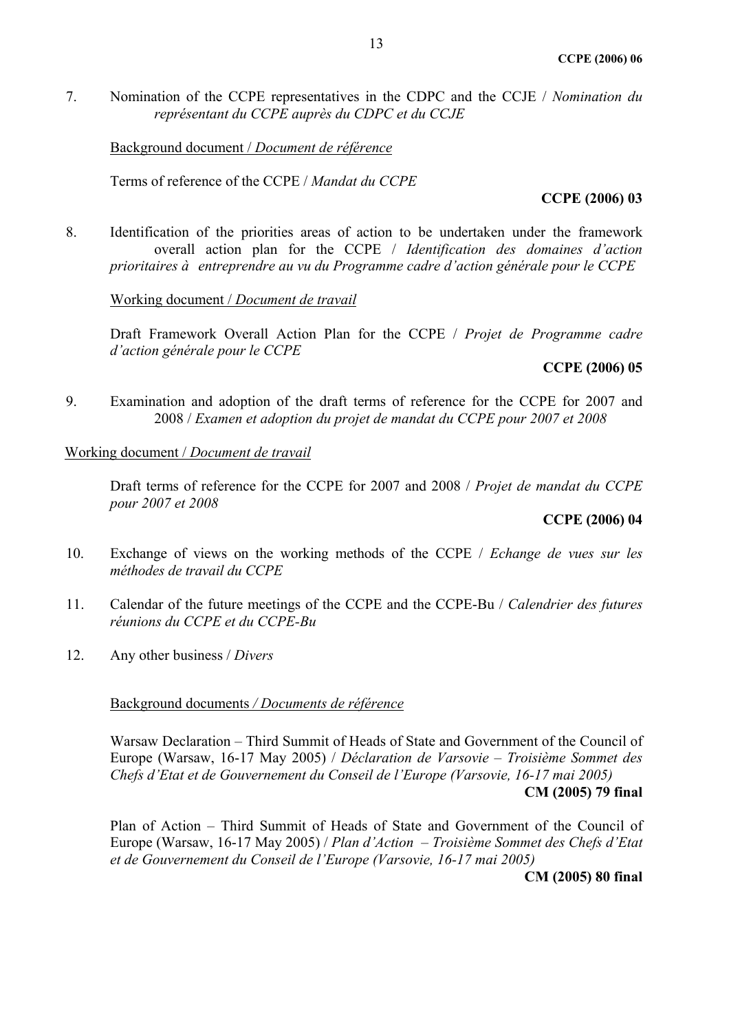7. Nomination of the CCPE representatives in the CDPC and the CCJE / *Nomination du représentant du CCPE auprès du CDPC et du CCJE*

Background document / *Document de référence*

Terms of reference of the CCPE / *Mandat du CCPE*

**CCPE (2006) 03**

8. Identification of the priorities areas of action to be undertaken under the framework overall action plan for the CCPE / *Identification des domaines d'action prioritaires à entreprendre au vu du Programme cadre d'action générale pour le CCPE*

Working document / *Document de travail*

Draft Framework Overall Action Plan for the CCPE / *Projet de Programme cadre d'action générale pour le CCPE*

**CCPE (2006) 05**

9. Examination and adoption of the draft terms of reference for the CCPE for 2007 and 2008 / *Examen et adoption du projet de mandat du CCPE pour 2007 et 2008*

Working document / *Document de travail*

Draft terms of reference for the CCPE for 2007 and 2008 / *Projet de mandat du CCPE pour 2007 et 2008*

**CCPE (2006) 04**

10. Exchange of views on the working methods of the CCPE / *Echange de vues sur les méthodes de travail du CCPE*

11. Calendar of the future meetings of the CCPE and the CCPE-Bu / *Calendrier des futures réunions du CCPE et du CCPE-Bu*

12. Any other business / *Divers*

Background documents */ Documents de référence*

Warsaw Declaration – Third Summit of Heads of State and Government of the Council of Europe (Warsaw, 16-17 May 2005) / *Déclaration de Varsovie – Troisième Sommet des Chefs d'Etat et de Gouvernement du Conseil de l'Europe (Varsovie, 16-17 mai 2005)*

**CM (2005) 79 final**

Plan of Action – Third Summit of Heads of State and Government of the Council of Europe (Warsaw, 16-17 May 2005) / *Plan d'Action – Troisième Sommet des Chefs d'Etat et de Gouvernement du Conseil de l'Europe (Varsovie, 16-17 mai 2005)*

**CM (2005) 80 final**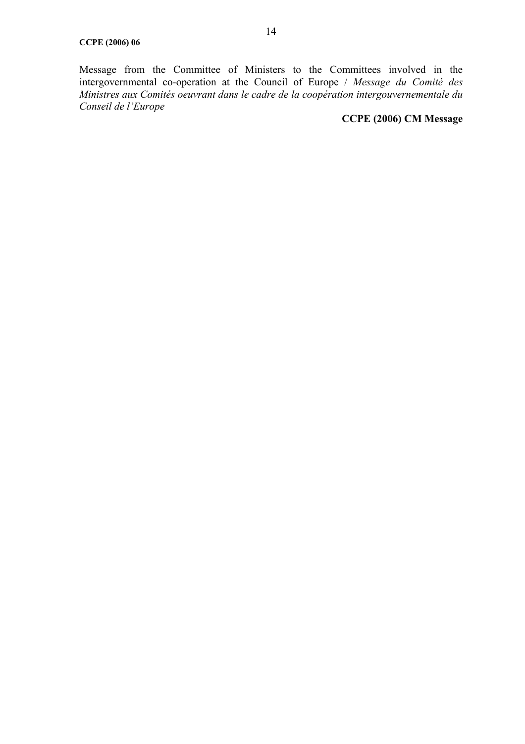Message from the Committee of Ministers to the Committees involved in the intergovernmental co-operation at the Council of Europe / *Message du Comité des Ministres aux Comités oeuvrant dans le cadre de la coopération intergouvernementale du Conseil de l'Europe*

**CCPE (2006) CM Message**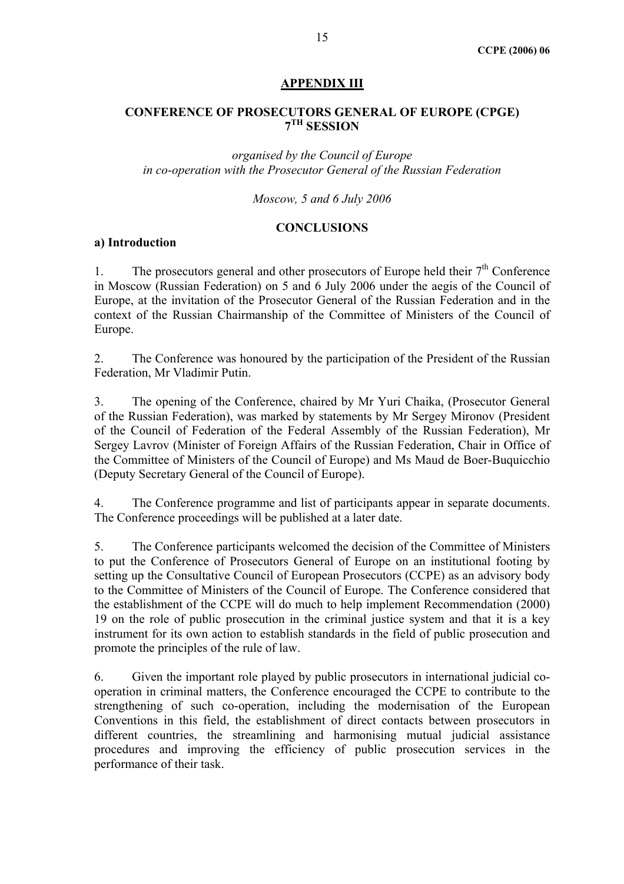## APPENDIX III

### CONFERENCE OF PROSECUTORS GENERAL OF EUROPE (CPGE) 7TH SESSION

*organised by the Council of Europe in co-operation with the Prosecutor General of the Russian Federation*

*Moscow, 5 and 6 July 2006*

### CONCLUSIONS

**a) Introduction**

1. The prosecutors general and other prosecutors of Europe held their 7th Conference in Moscow (Russian Federation) on 5 and 6 July 2006 under the aegis of the Council of Europe, at the invitation of the Prosecutor General of the Russian Federation and in the context of the Russian Chairmanship of the Committee of Ministers of the Council of Europe.

2. The Conference was honoured by the participation of the President of the Russian Federation, Mr Vladimir Putin.

3. The opening of the Conference, chaired by Mr Yuri Chaika, (Prosecutor General of the Russian Federation), was marked by statements by Mr Sergey Mironov (President of the Council of Federation of the Federal Assembly of the Russian Federation), Mr Sergey Lavrov (Minister of Foreign Affairs of the Russian Federation, Chair in Office of the Committee of Ministers of the Council of Europe) and Ms Maud de Boer-Buquicchio (Deputy Secretary General of the Council of Europe).

4. The Conference programme and list of participants appear in separate documents. The Conference proceedings will be published at a later date.

5. The Conference participants welcomed the decision of the Committee of Ministers to put the Conference of Prosecutors General of Europe on an institutional footing by setting up the Consultative Council of European Prosecutors (CCPE) as an advisory body to the Committee of Ministers of the Council of Europe. The Conference considered that the establishment of the CCPE will do much to help implement Recommendation (2000) 19 on the role of public prosecution in the criminal justice system and that it is a key instrument for its own action to establish standards in the field of public prosecution and promote the principles of the rule of law.

6. Given the important role played by public prosecutors in international judicial co-operation in criminal matters, the Conference encouraged the CCPE to contribute to the strengthening of such co-operation, including the modernisation of the European Conventions in this field, the establishment of direct contacts between prosecutors in different countries, the streamlining and harmonising mutual judicial assistance procedures and improving the efficiency of public prosecution services in the performance of their task.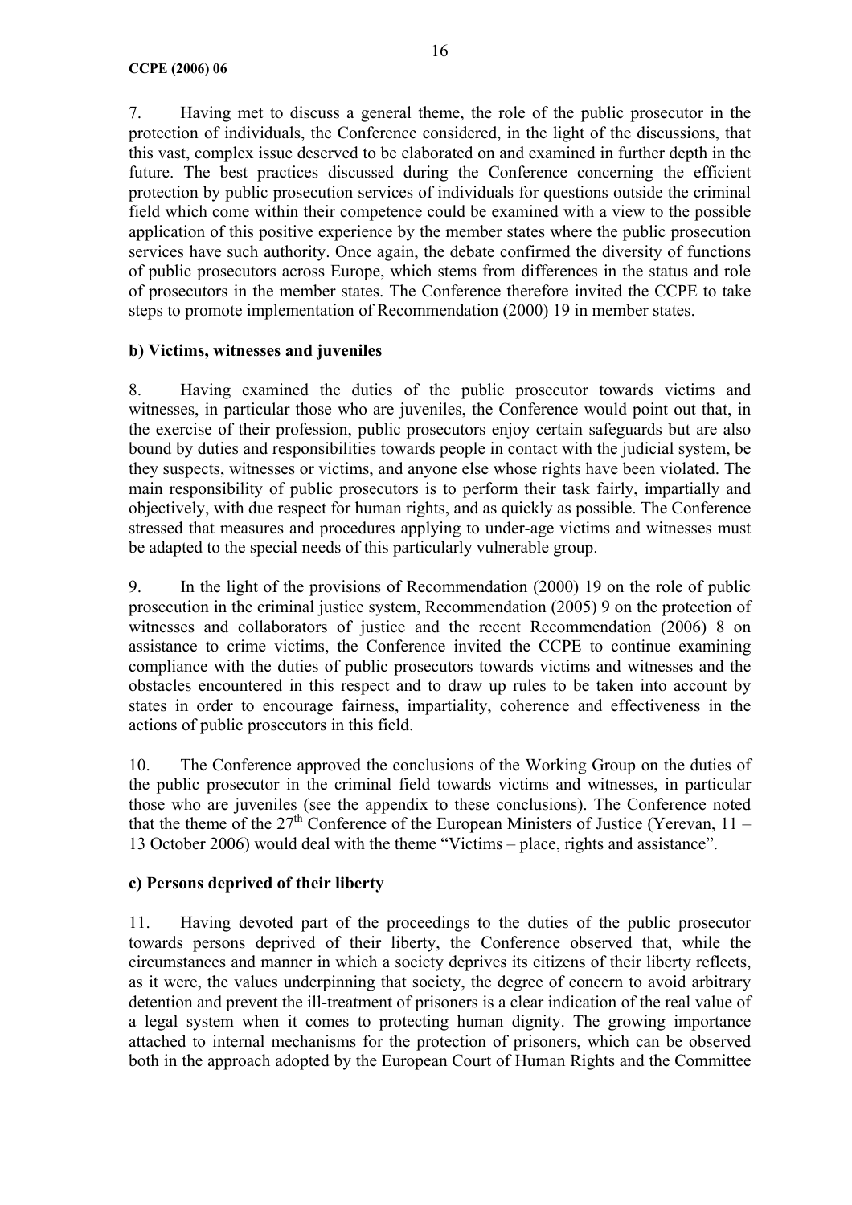7. Having met to discuss a general theme, the role of the public prosecutor in the protection of individuals, the Conference considered, in the light of the discussions, that this vast, complex issue deserved to be elaborated on and examined in further depth in the future. The best practices discussed during the Conference concerning the efficient protection by public prosecution services of individuals for questions outside the criminal field which come within their competence could be examined with a view to the possible application of this positive experience by the member states where the public prosecution services have such authority. Once again, the debate confirmed the diversity of functions of public prosecutors across Europe, which stems from differences in the status and role of prosecutors in the member states. The Conference therefore invited the CCPE to take steps to promote implementation of Recommendation (2000) 19 in member states.

**b) Victims, witnesses and juveniles**

8. Having examined the duties of the public prosecutor towards victims and witnesses, in particular those who are juveniles, the Conference would point out that, in the exercise of their profession, public prosecutors enjoy certain safeguards but are also bound by duties and responsibilities towards people in contact with the judicial system, be they suspects, witnesses or victims, and anyone else whose rights have been violated. The main responsibility of public prosecutors is to perform their task fairly, impartially and objectively, with due respect for human rights, and as quickly as possible. The Conference stressed that measures and procedures applying to under-age victims and witnesses must be adapted to the special needs of this particularly vulnerable group.

9. In the light of the provisions of Recommendation (2000) 19 on the role of public prosecution in the criminal justice system, Recommendation (2005) 9 on the protection of witnesses and collaborators of justice and the recent Recommendation (2006) 8 on assistance to crime victims, the Conference invited the CCPE to continue examining compliance with the duties of public prosecutors towards victims and witnesses and the obstacles encountered in this respect and to draw up rules to be taken into account by states in order to encourage fairness, impartiality, coherence and effectiveness in the actions of public prosecutors in this field.

10. The Conference approved the conclusions of the Working Group on the duties of the public prosecutor in the criminal field towards victims and witnesses, in particular those who are juveniles (see the appendix to these conclusions). The Conference noted that the theme of the 27th Conference of the European Ministers of Justice (Yerevan, 11 – 13 October 2006) would deal with the theme "Victims – place, rights and assistance".

**c) Persons deprived of their liberty**

11. Having devoted part of the proceedings to the duties of the public prosecutor towards persons deprived of their liberty, the Conference observed that, while the circumstances and manner in which a society deprives its citizens of their liberty reflects, as it were, the values underpinning that society, the degree of concern to avoid arbitrary detention and prevent the ill-treatment of prisoners is a clear indication of the real value of a legal system when it comes to protecting human dignity. The growing importance attached to internal mechanisms for the protection of prisoners, which can be observed both in the approach adopted by the European Court of Human Rights and the Committee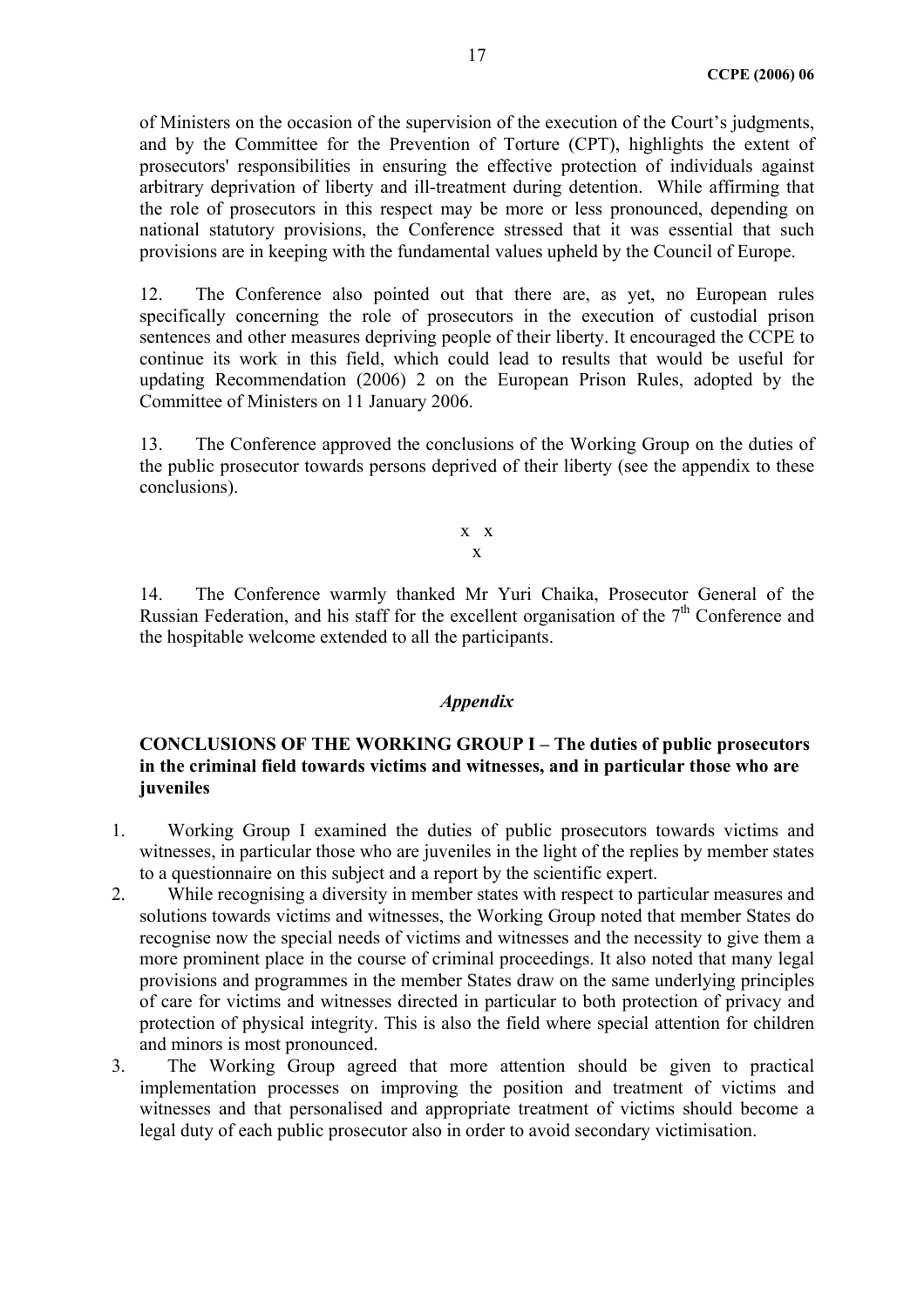of Ministers on the occasion of the supervision of the execution of the Court's judgments, and by the Committee for the Prevention of Torture (CPT), highlights the extent of prosecutors' responsibilities in ensuring the effective protection of individuals against arbitrary deprivation of liberty and ill-treatment during detention. While affirming that the role of prosecutors in this respect may be more or less pronounced, depending on national statutory provisions, the Conference stressed that it was essential that such provisions are in keeping with the fundamental values upheld by the Council of Europe.

12. The Conference also pointed out that there are, as yet, no European rules specifically concerning the role of prosecutors in the execution of custodial prison sentences and other measures depriving people of their liberty. It encouraged the CCPE to continue its work in this field, which could lead to results that would be useful for updating Recommendation (2006) 2 on the European Prison Rules, adopted by the Committee of Ministers on 11 January 2006.

13. The Conference approved the conclusions of the Working Group on the duties of the public prosecutor towards persons deprived of their liberty (see the appendix to these conclusions).

x x
x

14. The Conference warmly thanked Mr Yuri Chaika, Prosecutor General of the Russian Federation, and his staff for the excellent organisation of the 7th Conference and the hospitable welcome extended to all the participants.

*Appendix*

**CONCLUSIONS OF THE WORKING GROUP I – The duties of public prosecutors in the criminal field towards victims and witnesses, and in particular those who are juveniles**

1. Working Group I examined the duties of public prosecutors towards victims and witnesses, in particular those who are juveniles in the light of the replies by member states to a questionnaire on this subject and a report by the scientific expert.
2. While recognising a diversity in member states with respect to particular measures and solutions towards victims and witnesses, the Working Group noted that member States do recognise now the special needs of victims and witnesses and the necessity to give them a more prominent place in the course of criminal proceedings. It also noted that many legal provisions and programmes in the member States draw on the same underlying principles of care for victims and witnesses directed in particular to both protection of privacy and protection of physical integrity. This is also the field where special attention for children and minors is most pronounced.
3. The Working Group agreed that more attention should be given to practical implementation processes on improving the position and treatment of victims and witnesses and that personalised and appropriate treatment of victims should become a legal duty of each public prosecutor also in order to avoid secondary victimisation.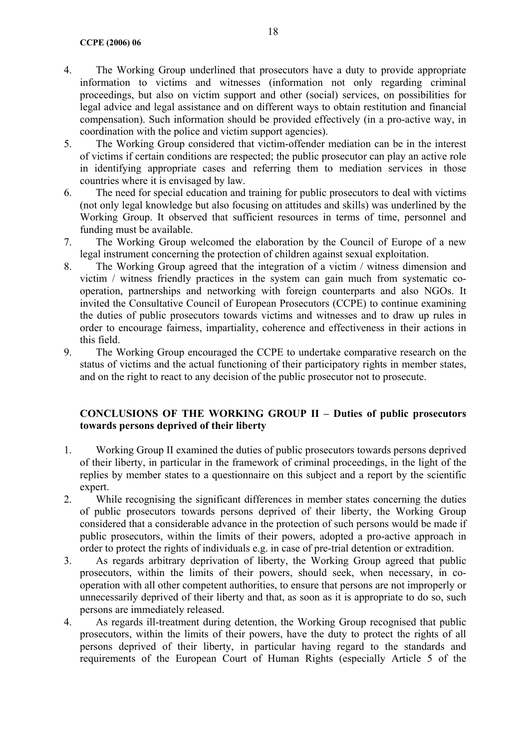4. The Working Group underlined that prosecutors have a duty to provide appropriate information to victims and witnesses (information not only regarding criminal proceedings, but also on victim support and other (social) services, on possibilities for legal advice and legal assistance and on different ways to obtain restitution and financial compensation). Such information should be provided effectively (in a pro-active way, in coordination with the police and victim support agencies).
5. The Working Group considered that victim-offender mediation can be in the interest of victims if certain conditions are respected; the public prosecutor can play an active role in identifying appropriate cases and referring them to mediation services in those countries where it is envisaged by law.
6. The need for special education and training for public prosecutors to deal with victims (not only legal knowledge but also focusing on attitudes and skills) was underlined by the Working Group. It observed that sufficient resources in terms of time, personnel and funding must be available.
7. The Working Group welcomed the elaboration by the Council of Europe of a new legal instrument concerning the protection of children against sexual exploitation.
8. The Working Group agreed that the integration of a victim / witness dimension and victim / witness friendly practices in the system can gain much from systematic co-operation, partnerships and networking with foreign counterparts and also NGOs. It invited the Consultative Council of European Prosecutors (CCPE) to continue examining the duties of public prosecutors towards victims and witnesses and to draw up rules in order to encourage fairness, impartiality, coherence and effectiveness in their actions in this field.
9. The Working Group encouraged the CCPE to undertake comparative research on the status of victims and the actual functioning of their participatory rights in member states, and on the right to react to any decision of the public prosecutor not to prosecute.

**CONCLUSIONS OF THE WORKING GROUP II – Duties of public prosecutors towards persons deprived of their liberty**

1. Working Group II examined the duties of public prosecutors towards persons deprived of their liberty, in particular in the framework of criminal proceedings, in the light of the replies by member states to a questionnaire on this subject and a report by the scientific expert.
2. While recognising the significant differences in member states concerning the duties of public prosecutors towards persons deprived of their liberty, the Working Group considered that a considerable advance in the protection of such persons would be made if public prosecutors, within the limits of their powers, adopted a pro-active approach in order to protect the rights of individuals e.g. in case of pre-trial detention or extradition.
3. As regards arbitrary deprivation of liberty, the Working Group agreed that public prosecutors, within the limits of their powers, should seek, when necessary, in co-operation with all other competent authorities, to ensure that persons are not improperly or unnecessarily deprived of their liberty and that, as soon as it is appropriate to do so, such persons are immediately released.
4. As regards ill-treatment during detention, the Working Group recognised that public prosecutors, within the limits of their powers, have the duty to protect the rights of all persons deprived of their liberty, in particular having regard to the standards and requirements of the European Court of Human Rights (especially Article 5 of the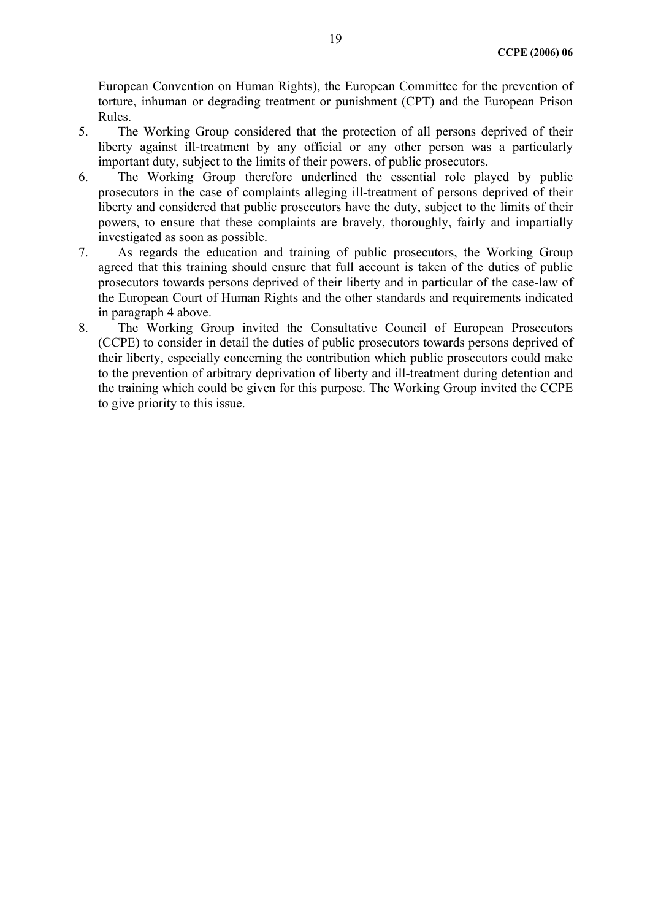European Convention on Human Rights), the European Committee for the prevention of torture, inhuman or degrading treatment or punishment (CPT) and the European Prison Rules.

5. The Working Group considered that the protection of all persons deprived of their liberty against ill-treatment by any official or any other person was a particularly important duty, subject to the limits of their powers, of public prosecutors.
6. The Working Group therefore underlined the essential role played by public prosecutors in the case of complaints alleging ill-treatment of persons deprived of their liberty and considered that public prosecutors have the duty, subject to the limits of their powers, to ensure that these complaints are bravely, thoroughly, fairly and impartially investigated as soon as possible.
7. As regards the education and training of public prosecutors, the Working Group agreed that this training should ensure that full account is taken of the duties of public prosecutors towards persons deprived of their liberty and in particular of the case-law of the European Court of Human Rights and the other standards and requirements indicated in paragraph 4 above.
8. The Working Group invited the Consultative Council of European Prosecutors (CCPE) to consider in detail the duties of public prosecutors towards persons deprived of their liberty, especially concerning the contribution which public prosecutors could make to the prevention of arbitrary deprivation of liberty and ill-treatment during detention and the training which could be given for this purpose. The Working Group invited the CCPE to give priority to this issue.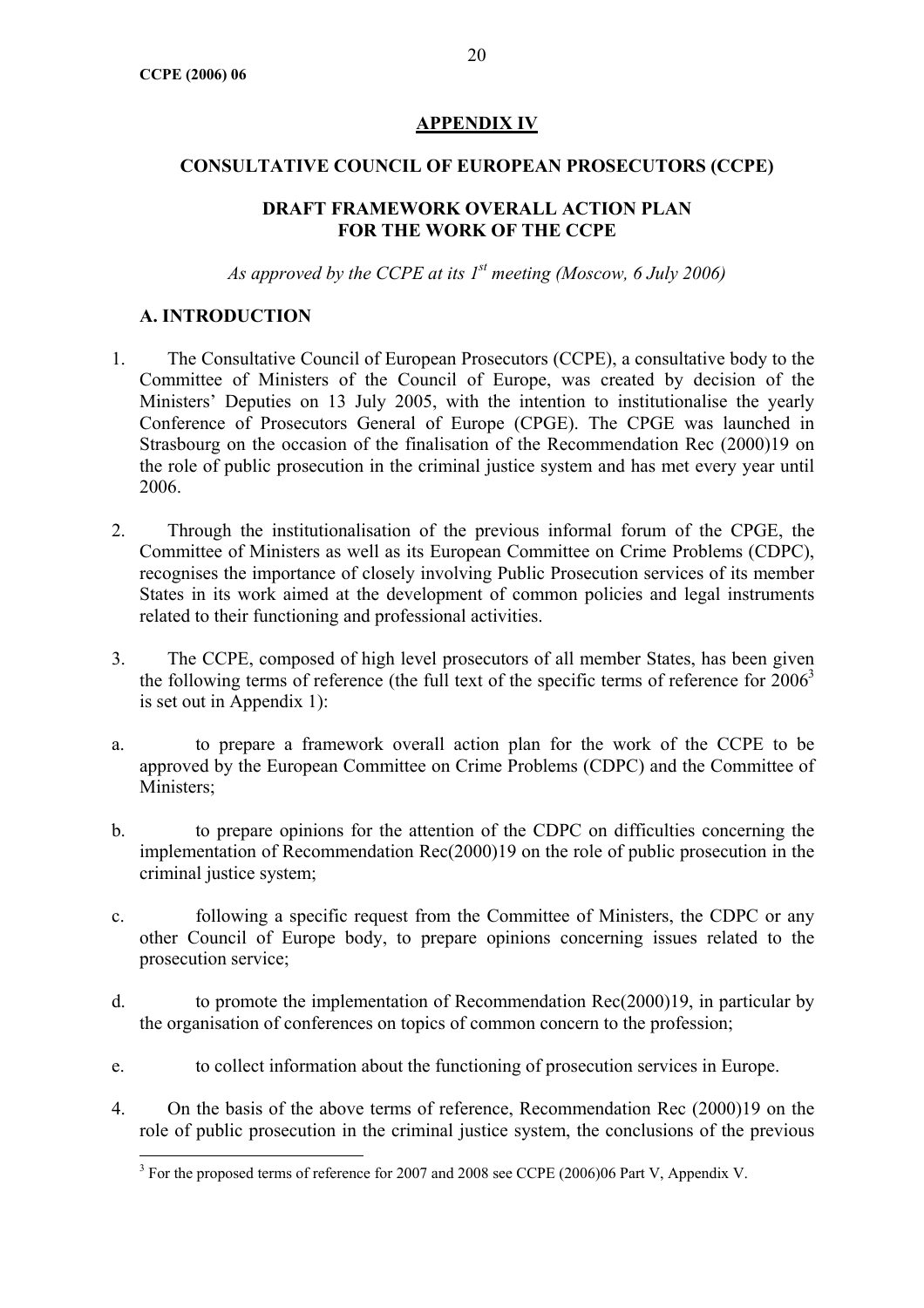## APPENDIX IV

### CONSULTATIVE COUNCIL OF EUROPEAN PROSECUTORS (CCPE)

### DRAFT FRAMEWORK OVERALL ACTION PLAN FOR THE WORK OF THE CCPE

*As approved by the CCPE at its 1st meeting (Moscow, 6 July 2006)*

### A. INTRODUCTION

1. The Consultative Council of European Prosecutors (CCPE), a consultative body to the Committee of Ministers of the Council of Europe, was created by decision of the Ministers' Deputies on 13 July 2005, with the intention to institutionalise the yearly Conference of Prosecutors General of Europe (CPGE). The CPGE was launched in Strasbourg on the occasion of the finalisation of the Recommendation Rec (2000)19 on the role of public prosecution in the criminal justice system and has met every year until 2006.

2. Through the institutionalisation of the previous informal forum of the CPGE, the Committee of Ministers as well as its European Committee on Crime Problems (CDPC), recognises the importance of closely involving Public Prosecution services of its member States in its work aimed at the development of common policies and legal instruments related to their functioning and professional activities.

3. The CCPE, composed of high level prosecutors of all member States, has been given the following terms of reference (the full text of the specific terms of reference for 2006[3] is set out in Appendix 1):

a. to prepare a framework overall action plan for the work of the CCPE to be approved by the European Committee on Crime Problems (CDPC) and the Committee of Ministers;

b. to prepare opinions for the attention of the CDPC on difficulties concerning the implementation of Recommendation Rec(2000)19 on the role of public prosecution in the criminal justice system;

c. following a specific request from the Committee of Ministers, the CDPC or any other Council of Europe body, to prepare opinions concerning issues related to the prosecution service;

d. to promote the implementation of Recommendation Rec(2000)19, in particular by the organisation of conferences on topics of common concern to the profession;

e. to collect information about the functioning of prosecution services in Europe.

4. On the basis of the above terms of reference, Recommendation Rec (2000)19 on the role of public prosecution in the criminal justice system, the conclusions of the previous

---

[3] For the proposed terms of reference for 2007 and 2008 see CCPE (2006)06 Part V, Appendix V.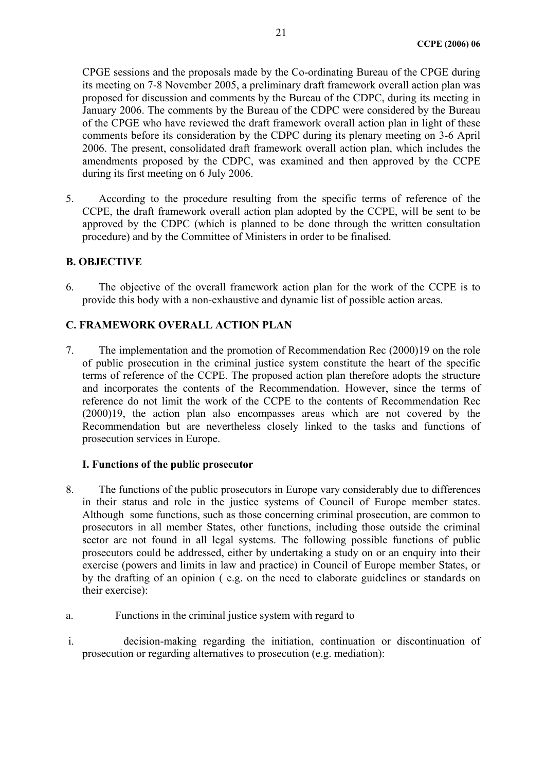CPGE sessions and the proposals made by the Co-ordinating Bureau of the CPGE during its meeting on 7-8 November 2005, a preliminary draft framework overall action plan was proposed for discussion and comments by the Bureau of the CDPC, during its meeting in January 2006. The comments by the Bureau of the CDPC were considered by the Bureau of the CPGE who have reviewed the draft framework overall action plan in light of these comments before its consideration by the CDPC during its plenary meeting on 3-6 April 2006. The present, consolidated draft framework overall action plan, which includes the amendments proposed by the CDPC, was examined and then approved by the CCPE during its first meeting on 6 July 2006.

5. According to the procedure resulting from the specific terms of reference of the CCPE, the draft framework overall action plan adopted by the CCPE, will be sent to be approved by the CDPC (which is planned to be done through the written consultation procedure) and by the Committee of Ministers in order to be finalised.

## B. OBJECTIVE

6. The objective of the overall framework action plan for the work of the CCPE is to provide this body with a non-exhaustive and dynamic list of possible action areas.

## C. FRAMEWORK OVERALL ACTION PLAN

7. The implementation and the promotion of Recommendation Rec (2000)19 on the role of public prosecution in the criminal justice system constitute the heart of the specific terms of reference of the CCPE. The proposed action plan therefore adopts the structure and incorporates the contents of the Recommendation. However, since the terms of reference do not limit the work of the CCPE to the contents of Recommendation Rec (2000)19, the action plan also encompasses areas which are not covered by the Recommendation but are nevertheless closely linked to the tasks and functions of prosecution services in Europe.

### I. Functions of the public prosecutor

8. The functions of the public prosecutors in Europe vary considerably due to differences in their status and role in the justice systems of Council of Europe member states. Although some functions, such as those concerning criminal prosecution, are common to prosecutors in all member States, other functions, including those outside the criminal sector are not found in all legal systems. The following possible functions of public prosecutors could be addressed, either by undertaking a study on or an enquiry into their exercise (powers and limits in law and practice) in Council of Europe member States, or by the drafting of an opinion ( e.g. on the need to elaborate guidelines or standards on their exercise):

a. Functions in the criminal justice system with regard to

i. decision-making regarding the initiation, continuation or discontinuation of prosecution or regarding alternatives to prosecution (e.g. mediation):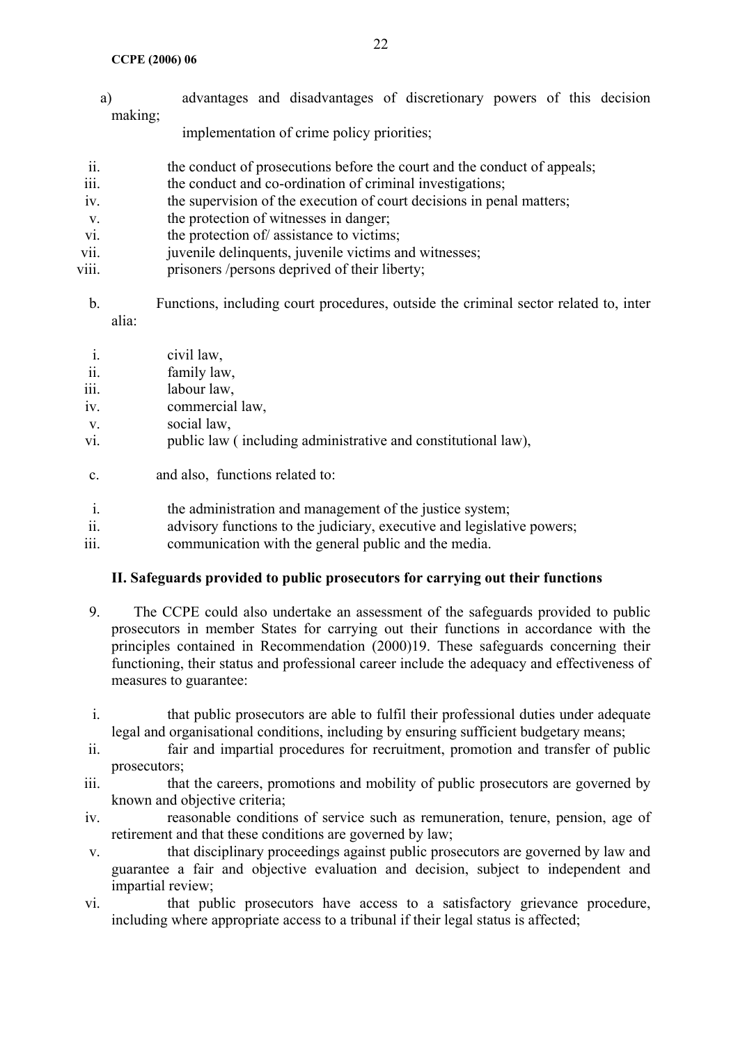a) advantages and disadvantages of discretionary powers of this decision making;

implementation of crime policy priorities;

ii. the conduct of prosecutions before the court and the conduct of appeals;
iii. the conduct and co-ordination of criminal investigations;
iv. the supervision of the execution of court decisions in penal matters;
v. the protection of witnesses in danger;
vi. the protection of/ assistance to victims;
vii. juvenile delinquents, juvenile victims and witnesses;
viii. prisoners /persons deprived of their liberty;

b. Functions, including court procedures, outside the criminal sector related to, inter alia:

i. civil law,
ii. family law,
iii. labour law,
iv. commercial law,
v. social law,
vi. public law ( including administrative and constitutional law),

c. and also, functions related to:

i. the administration and management of the justice system;
ii. advisory functions to the judiciary, executive and legislative powers;
iii. communication with the general public and the media.

## II. Safeguards provided to public prosecutors for carrying out their functions

9. The CCPE could also undertake an assessment of the safeguards provided to public prosecutors in member States for carrying out their functions in accordance with the principles contained in Recommendation (2000)19. These safeguards concerning their functioning, their status and professional career include the adequacy and effectiveness of measures to guarantee:

i. that public prosecutors are able to fulfil their professional duties under adequate legal and organisational conditions, including by ensuring sufficient budgetary means;
ii. fair and impartial procedures for recruitment, promotion and transfer of public prosecutors;
iii. that the careers, promotions and mobility of public prosecutors are governed by known and objective criteria;
iv. reasonable conditions of service such as remuneration, tenure, pension, age of retirement and that these conditions are governed by law;
v. that disciplinary proceedings against public prosecutors are governed by law and guarantee a fair and objective evaluation and decision, subject to independent and impartial review;
vi. that public prosecutors have access to a satisfactory grievance procedure, including where appropriate access to a tribunal if their legal status is affected;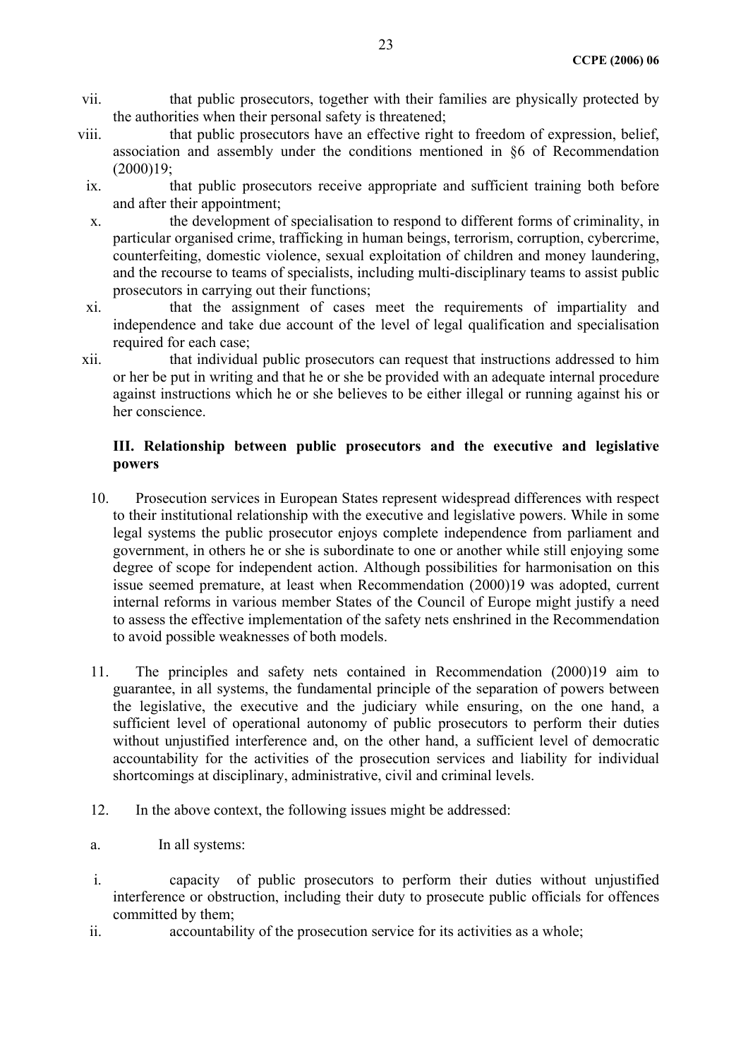vii. that public prosecutors, together with their families are physically protected by the authorities when their personal safety is threatened;

viii. that public prosecutors have an effective right to freedom of expression, belief, association and assembly under the conditions mentioned in §6 of Recommendation (2000)19;

ix. that public prosecutors receive appropriate and sufficient training both before and after their appointment;

x. the development of specialisation to respond to different forms of criminality, in particular organised crime, trafficking in human beings, terrorism, corruption, cybercrime, counterfeiting, domestic violence, sexual exploitation of children and money laundering, and the recourse to teams of specialists, including multi-disciplinary teams to assist public prosecutors in carrying out their functions;

xi. that the assignment of cases meet the requirements of impartiality and independence and take due account of the level of legal qualification and specialisation required for each case;

xii. that individual public prosecutors can request that instructions addressed to him or her be put in writing and that he or she be provided with an adequate internal procedure against instructions which he or she believes to be either illegal or running against his or her conscience.

### III. Relationship between public prosecutors and the executive and legislative powers

10. Prosecution services in European States represent widespread differences with respect to their institutional relationship with the executive and legislative powers. While in some legal systems the public prosecutor enjoys complete independence from parliament and government, in others he or she is subordinate to one or another while still enjoying some degree of scope for independent action. Although possibilities for harmonisation on this issue seemed premature, at least when Recommendation (2000)19 was adopted, current internal reforms in various member States of the Council of Europe might justify a need to assess the effective implementation of the safety nets enshrined in the Recommendation to avoid possible weaknesses of both models.

11. The principles and safety nets contained in Recommendation (2000)19 aim to guarantee, in all systems, the fundamental principle of the separation of powers between the legislative, the executive and the judiciary while ensuring, on the one hand, a sufficient level of operational autonomy of public prosecutors to perform their duties without unjustified interference and, on the other hand, a sufficient level of democratic accountability for the activities of the prosecution services and liability for individual shortcomings at disciplinary, administrative, civil and criminal levels.

12. In the above context, the following issues might be addressed:

a. In all systems:

i. capacity of public prosecutors to perform their duties without unjustified interference or obstruction, including their duty to prosecute public officials for offences committed by them;

ii. accountability of the prosecution service for its activities as a whole;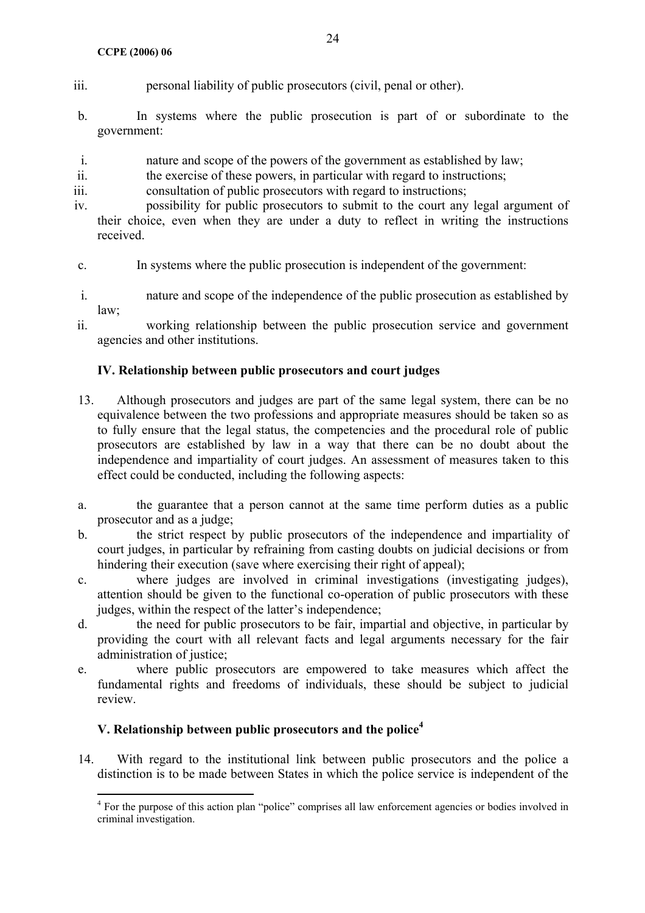iii. personal liability of public prosecutors (civil, penal or other).

b. In systems where the public prosecution is part of or subordinate to the government:

i. nature and scope of the powers of the government as established by law;
ii. the exercise of these powers, in particular with regard to instructions;
iii. consultation of public prosecutors with regard to instructions;
iv. possibility for public prosecutors to submit to the court any legal argument of their choice, even when they are under a duty to reflect in writing the instructions received.

c. In systems where the public prosecution is independent of the government:

i. nature and scope of the independence of the public prosecution as established by law;
ii. working relationship between the public prosecution service and government agencies and other institutions.

## IV. Relationship between public prosecutors and court judges

13. Although prosecutors and judges are part of the same legal system, there can be no equivalence between the two professions and appropriate measures should be taken so as to fully ensure that the legal status, the competencies and the procedural role of public prosecutors are established by law in a way that there can be no doubt about the independence and impartiality of court judges. An assessment of measures taken to this effect could be conducted, including the following aspects:

a. the guarantee that a person cannot at the same time perform duties as a public prosecutor and as a judge;
b. the strict respect by public prosecutors of the independence and impartiality of court judges, in particular by refraining from casting doubts on judicial decisions or from hindering their execution (save where exercising their right of appeal);
c. where judges are involved in criminal investigations (investigating judges), attention should be given to the functional co-operation of public prosecutors with these judges, within the respect of the latter's independence;
d. the need for public prosecutors to be fair, impartial and objective, in particular by providing the court with all relevant facts and legal arguments necessary for the fair administration of justice;
e. where public prosecutors are empowered to take measures which affect the fundamental rights and freedoms of individuals, these should be subject to judicial review.

## V. Relationship between public prosecutors and the police[4]

14. With regard to the institutional link between public prosecutors and the police a distinction is to be made between States in which the police service is independent of the

[4] For the purpose of this action plan "police" comprises all law enforcement agencies or bodies involved in criminal investigation.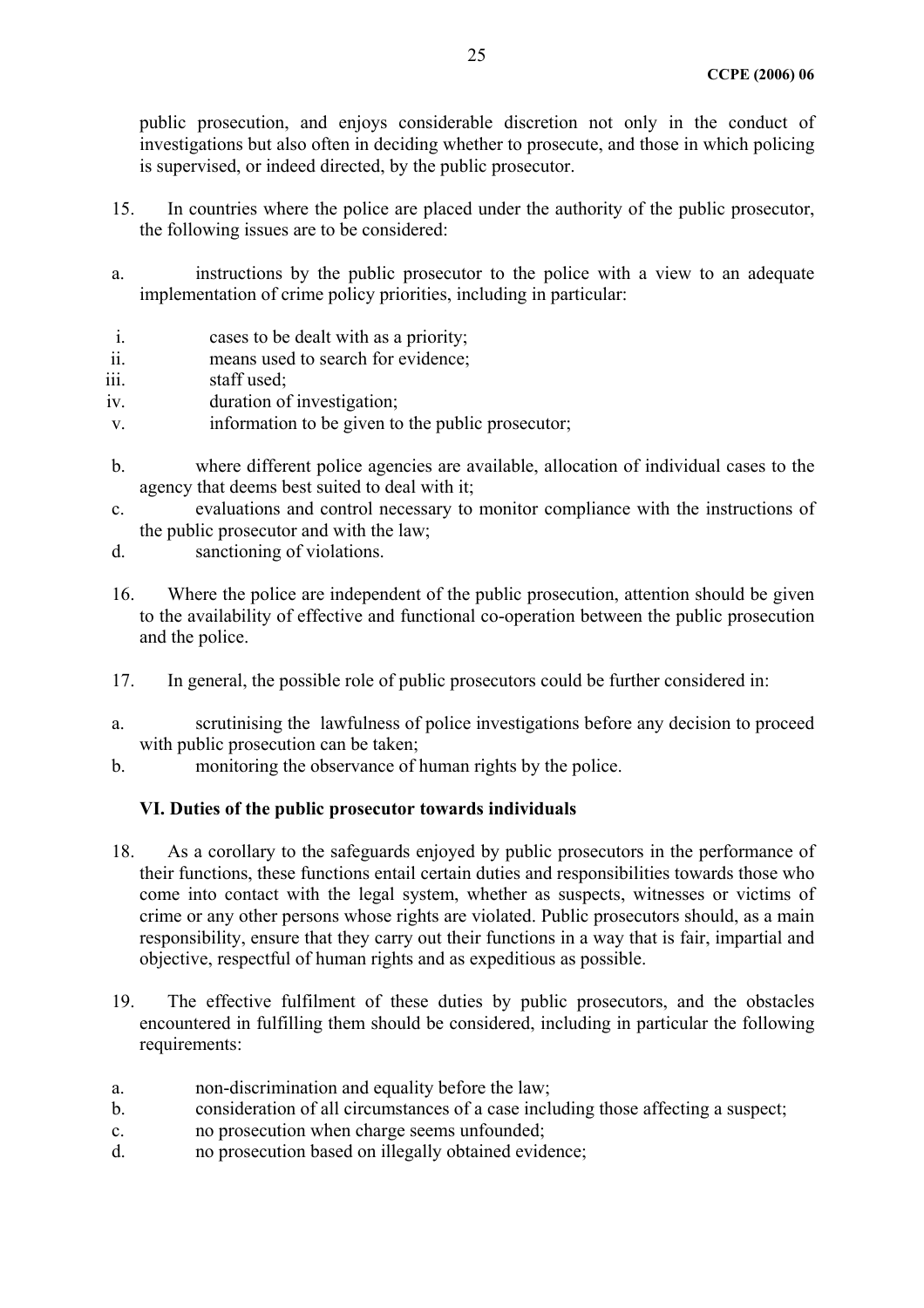public prosecution, and enjoys considerable discretion not only in the conduct of investigations but also often in deciding whether to prosecute, and those in which policing is supervised, or indeed directed, by the public prosecutor.

15. In countries where the police are placed under the authority of the public prosecutor, the following issues are to be considered:

a. instructions by the public prosecutor to the police with a view to an adequate implementation of crime policy priorities, including in particular:

  i. cases to be dealt with as a priority;
  ii. means used to search for evidence;
  iii. staff used;
  iv. duration of investigation;
  v. information to be given to the public prosecutor;

b. where different police agencies are available, allocation of individual cases to the agency that deems best suited to deal with it;
c. evaluations and control necessary to monitor compliance with the instructions of the public prosecutor and with the law;
d. sanctioning of violations.

16. Where the police are independent of the public prosecution, attention should be given to the availability of effective and functional co-operation between the public prosecution and the police.

17. In general, the possible role of public prosecutors could be further considered in:

a. scrutinising the lawfulness of police investigations before any decision to proceed with public prosecution can be taken;
b. monitoring the observance of human rights by the police.

### VI. Duties of the public prosecutor towards individuals

18. As a corollary to the safeguards enjoyed by public prosecutors in the performance of their functions, these functions entail certain duties and responsibilities towards those who come into contact with the legal system, whether as suspects, witnesses or victims of crime or any other persons whose rights are violated. Public prosecutors should, as a main responsibility, ensure that they carry out their functions in a way that is fair, impartial and objective, respectful of human rights and as expeditious as possible.

19. The effective fulfilment of these duties by public prosecutors, and the obstacles encountered in fulfilling them should be considered, including in particular the following requirements:

a. non-discrimination and equality before the law;
b. consideration of all circumstances of a case including those affecting a suspect;
c. no prosecution when charge seems unfounded;
d. no prosecution based on illegally obtained evidence;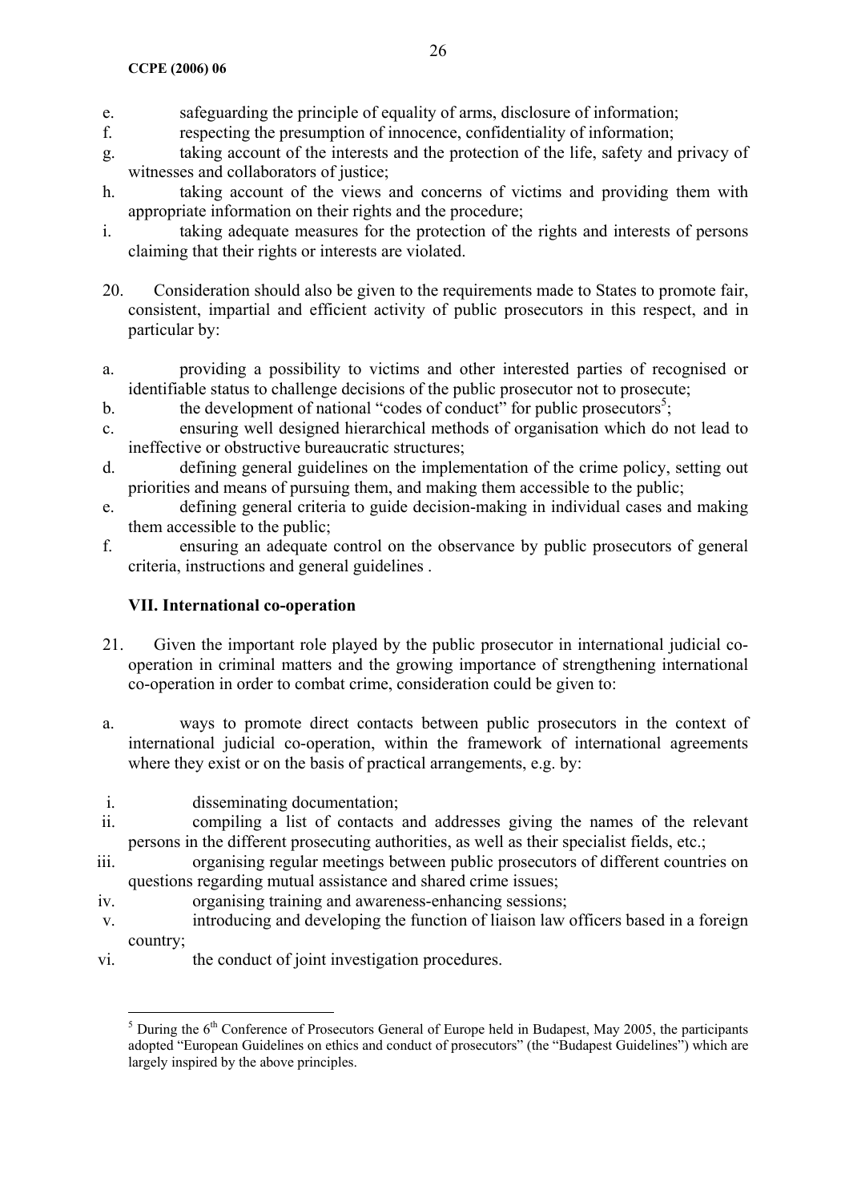e. safeguarding the principle of equality of arms, disclosure of information;

f. respecting the presumption of innocence, confidentiality of information;

g. taking account of the interests and the protection of the life, safety and privacy of witnesses and collaborators of justice;

h. taking account of the views and concerns of victims and providing them with appropriate information on their rights and the procedure;

i. taking adequate measures for the protection of the rights and interests of persons claiming that their rights or interests are violated.

20. Consideration should also be given to the requirements made to States to promote fair, consistent, impartial and efficient activity of public prosecutors in this respect, and in particular by:

a. providing a possibility to victims and other interested parties of recognised or identifiable status to challenge decisions of the public prosecutor not to prosecute;

b. the development of national "codes of conduct" for public prosecutors[5];

c. ensuring well designed hierarchical methods of organisation which do not lead to ineffective or obstructive bureaucratic structures;

d. defining general guidelines on the implementation of the crime policy, setting out priorities and means of pursuing them, and making them accessible to the public;

e. defining general criteria to guide decision-making in individual cases and making them accessible to the public;

f. ensuring an adequate control on the observance by public prosecutors of general criteria, instructions and general guidelines .

### VII. International co-operation

21. Given the important role played by the public prosecutor in international judicial co-operation in criminal matters and the growing importance of strengthening international co-operation in order to combat crime, consideration could be given to:

a. ways to promote direct contacts between public prosecutors in the context of international judicial co-operation, within the framework of international agreements where they exist or on the basis of practical arrangements, e.g. by:

i. disseminating documentation;

ii. compiling a list of contacts and addresses giving the names of the relevant persons in the different prosecuting authorities, as well as their specialist fields, etc.;

iii. organising regular meetings between public prosecutors of different countries on questions regarding mutual assistance and shared crime issues;

iv. organising training and awareness-enhancing sessions;

v. introducing and developing the function of liaison law officers based in a foreign country;

vi. the conduct of joint investigation procedures.

---

[5] During the 6th Conference of Prosecutors General of Europe held in Budapest, May 2005, the participants adopted "European Guidelines on ethics and conduct of prosecutors" (the "Budapest Guidelines") which are largely inspired by the above principles.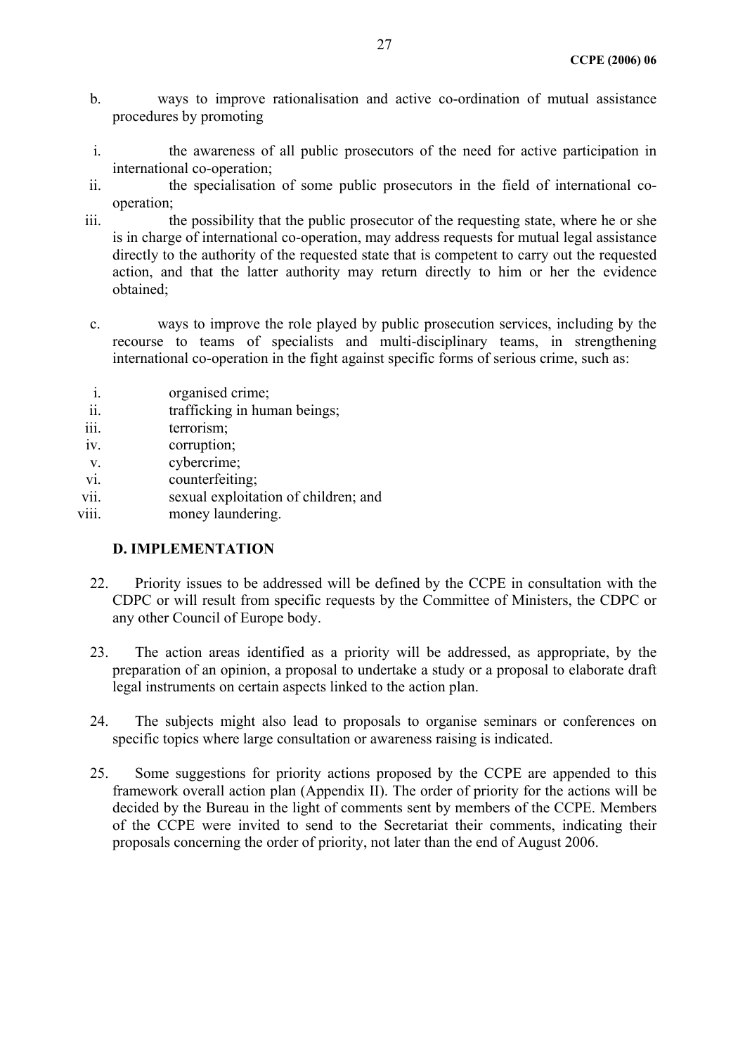b. ways to improve rationalisation and active co-ordination of mutual assistance procedures by promoting

i. the awareness of all public prosecutors of the need for active participation in international co-operation;
ii. the specialisation of some public prosecutors in the field of international co-operation;
iii. the possibility that the public prosecutor of the requesting state, where he or she is in charge of international co-operation, may address requests for mutual legal assistance directly to the authority of the requested state that is competent to carry out the requested action, and that the latter authority may return directly to him or her the evidence obtained;

c. ways to improve the role played by public prosecution services, including by the recourse to teams of specialists and multi-disciplinary teams, in strengthening international co-operation in the fight against specific forms of serious crime, such as:

i. organised crime;
ii. trafficking in human beings;
iii. terrorism;
iv. corruption;
v. cybercrime;
vi. counterfeiting;
vii. sexual exploitation of children; and
viii. money laundering.

### D. IMPLEMENTATION

22. Priority issues to be addressed will be defined by the CCPE in consultation with the CDPC or will result from specific requests by the Committee of Ministers, the CDPC or any other Council of Europe body.

23. The action areas identified as a priority will be addressed, as appropriate, by the preparation of an opinion, a proposal to undertake a study or a proposal to elaborate draft legal instruments on certain aspects linked to the action plan.

24. The subjects might also lead to proposals to organise seminars or conferences on specific topics where large consultation or awareness raising is indicated.

25. Some suggestions for priority actions proposed by the CCPE are appended to this framework overall action plan (Appendix II). The order of priority for the actions will be decided by the Bureau in the light of comments sent by members of the CCPE. Members of the CCPE were invited to send to the Secretariat their comments, indicating their proposals concerning the order of priority, not later than the end of August 2006.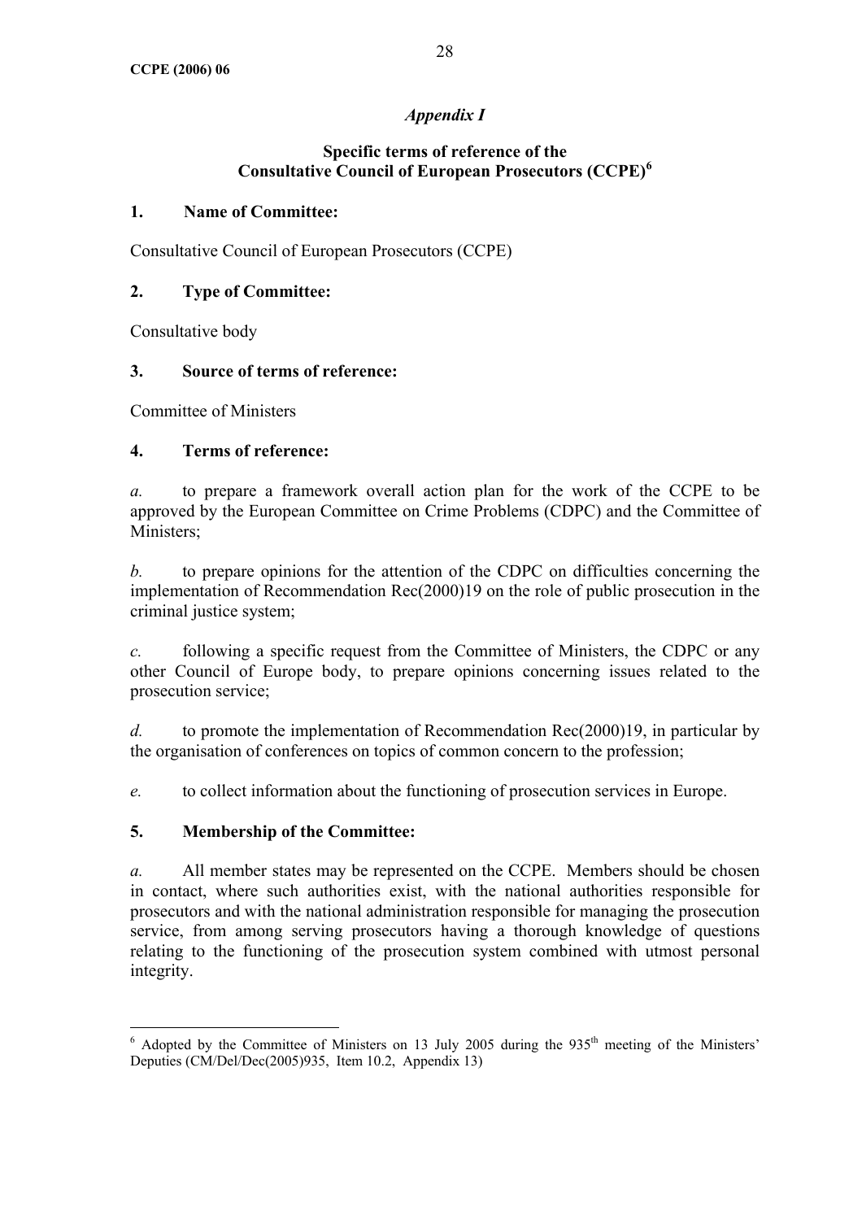*Appendix I*

### Specific terms of reference of the Consultative Council of European Prosecutors (CCPE)[6]

**1. Name of Committee:**

Consultative Council of European Prosecutors (CCPE)

**2. Type of Committee:**

Consultative body

**3. Source of terms of reference:**

Committee of Ministers

**4. Terms of reference:**

*a.* to prepare a framework overall action plan for the work of the CCPE to be approved by the European Committee on Crime Problems (CDPC) and the Committee of Ministers;

*b.* to prepare opinions for the attention of the CDPC on difficulties concerning the implementation of Recommendation Rec(2000)19 on the role of public prosecution in the criminal justice system;

*c.* following a specific request from the Committee of Ministers, the CDPC or any other Council of Europe body, to prepare opinions concerning issues related to the prosecution service;

*d.* to promote the implementation of Recommendation Rec(2000)19, in particular by the organisation of conferences on topics of common concern to the profession;

*e.* to collect information about the functioning of prosecution services in Europe.

**5. Membership of the Committee:**

*a.* All member states may be represented on the CCPE. Members should be chosen in contact, where such authorities exist, with the national authorities responsible for prosecutors and with the national administration responsible for managing the prosecution service, from among serving prosecutors having a thorough knowledge of questions relating to the functioning of the prosecution system combined with utmost personal integrity.

---

[6] Adopted by the Committee of Ministers on 13 July 2005 during the 935th meeting of the Ministers' Deputies (CM/Del/Dec(2005)935, Item 10.2, Appendix 13)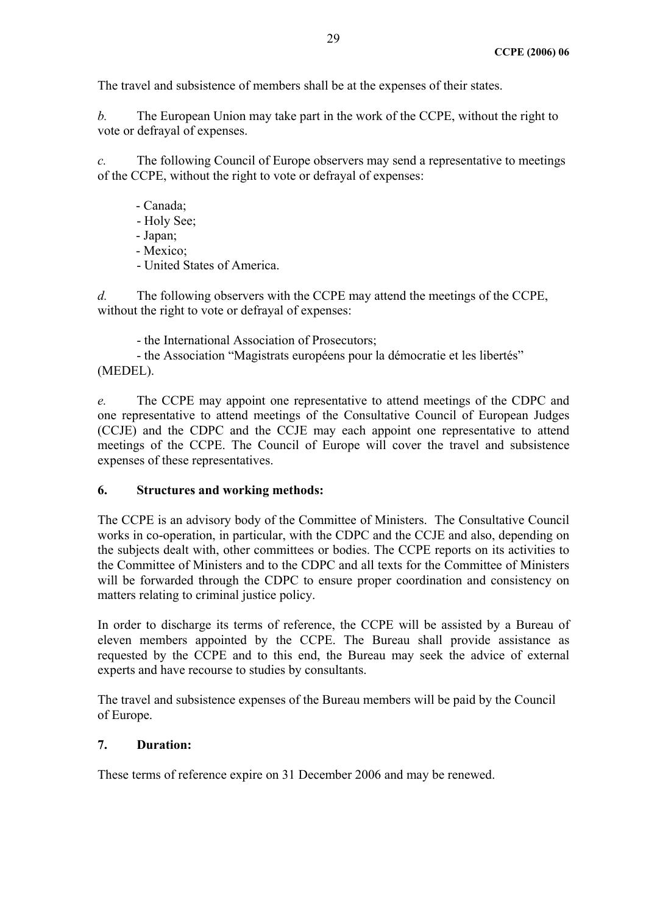The travel and subsistence of members shall be at the expenses of their states.

*b.* The European Union may take part in the work of the CCPE, without the right to vote or defrayal of expenses.

*c.* The following Council of Europe observers may send a representative to meetings of the CCPE, without the right to vote or defrayal of expenses:

- Canada;
- Holy See;
- Japan;
- Mexico;
- United States of America.

*d.* The following observers with the CCPE may attend the meetings of the CCPE, without the right to vote or defrayal of expenses:

- the International Association of Prosecutors;
- the Association "Magistrats européens pour la démocratie et les libertés" (MEDEL).

*e.* The CCPE may appoint one representative to attend meetings of the CDPC and one representative to attend meetings of the Consultative Council of European Judges (CCJE) and the CDPC and the CCJE may each appoint one representative to attend meetings of the CCPE. The Council of Europe will cover the travel and subsistence expenses of these representatives.

**6. Structures and working methods:**

The CCPE is an advisory body of the Committee of Ministers. The Consultative Council works in co-operation, in particular, with the CDPC and the CCJE and also, depending on the subjects dealt with, other committees or bodies. The CCPE reports on its activities to the Committee of Ministers and to the CDPC and all texts for the Committee of Ministers will be forwarded through the CDPC to ensure proper coordination and consistency on matters relating to criminal justice policy.

In order to discharge its terms of reference, the CCPE will be assisted by a Bureau of eleven members appointed by the CCPE. The Bureau shall provide assistance as requested by the CCPE and to this end, the Bureau may seek the advice of external experts and have recourse to studies by consultants.

The travel and subsistence expenses of the Bureau members will be paid by the Council of Europe.

**7. Duration:**

These terms of reference expire on 31 December 2006 and may be renewed.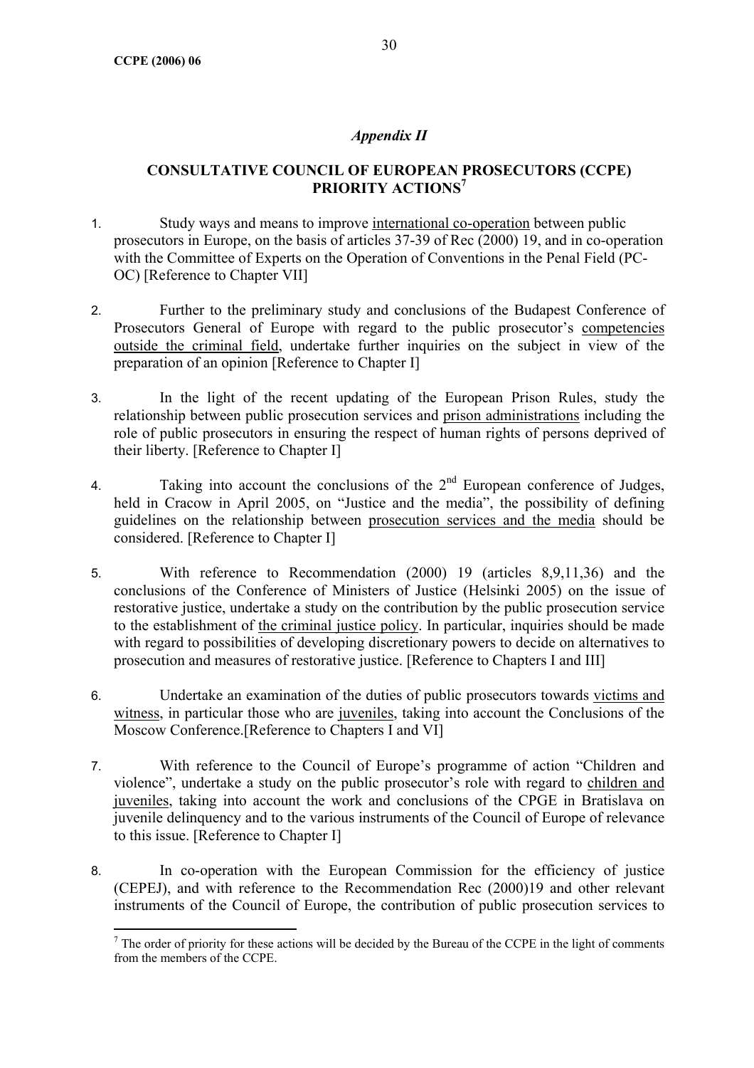*Appendix II*

## CONSULTATIVE COUNCIL OF EUROPEAN PROSECUTORS (CCPE) PRIORITY ACTIONS[7]

1. Study ways and means to improve international co-operation between public prosecutors in Europe, on the basis of articles 37-39 of Rec (2000) 19, and in co-operation with the Committee of Experts on the Operation of Conventions in the Penal Field (PC-OC) [Reference to Chapter VII]

2. Further to the preliminary study and conclusions of the Budapest Conference of Prosecutors General of Europe with regard to the public prosecutor's competencies outside the criminal field, undertake further inquiries on the subject in view of the preparation of an opinion [Reference to Chapter I]

3. In the light of the recent updating of the European Prison Rules, study the relationship between public prosecution services and prison administrations including the role of public prosecutors in ensuring the respect of human rights of persons deprived of their liberty. [Reference to Chapter I]

4. Taking into account the conclusions of the 2nd European conference of Judges, held in Cracow in April 2005, on "Justice and the media", the possibility of defining guidelines on the relationship between prosecution services and the media should be considered. [Reference to Chapter I]

5. With reference to Recommendation (2000) 19 (articles 8,9,11,36) and the conclusions of the Conference of Ministers of Justice (Helsinki 2005) on the issue of restorative justice, undertake a study on the contribution by the public prosecution service to the establishment of the criminal justice policy. In particular, inquiries should be made with regard to possibilities of developing discretionary powers to decide on alternatives to prosecution and measures of restorative justice. [Reference to Chapters I and III]

6. Undertake an examination of the duties of public prosecutors towards victims and witness, in particular those who are juveniles, taking into account the Conclusions of the Moscow Conference.[Reference to Chapters I and VI]

7. With reference to the Council of Europe's programme of action "Children and violence", undertake a study on the public prosecutor's role with regard to children and juveniles, taking into account the work and conclusions of the CPGE in Bratislava on juvenile delinquency and to the various instruments of the Council of Europe of relevance to this issue. [Reference to Chapter I]

8. In co-operation with the European Commission for the efficiency of justice (CEPEJ), and with reference to the Recommendation Rec (2000)19 and other relevant instruments of the Council of Europe, the contribution of public prosecution services to

---

[7] The order of priority for these actions will be decided by the Bureau of the CCPE in the light of comments from the members of the CCPE.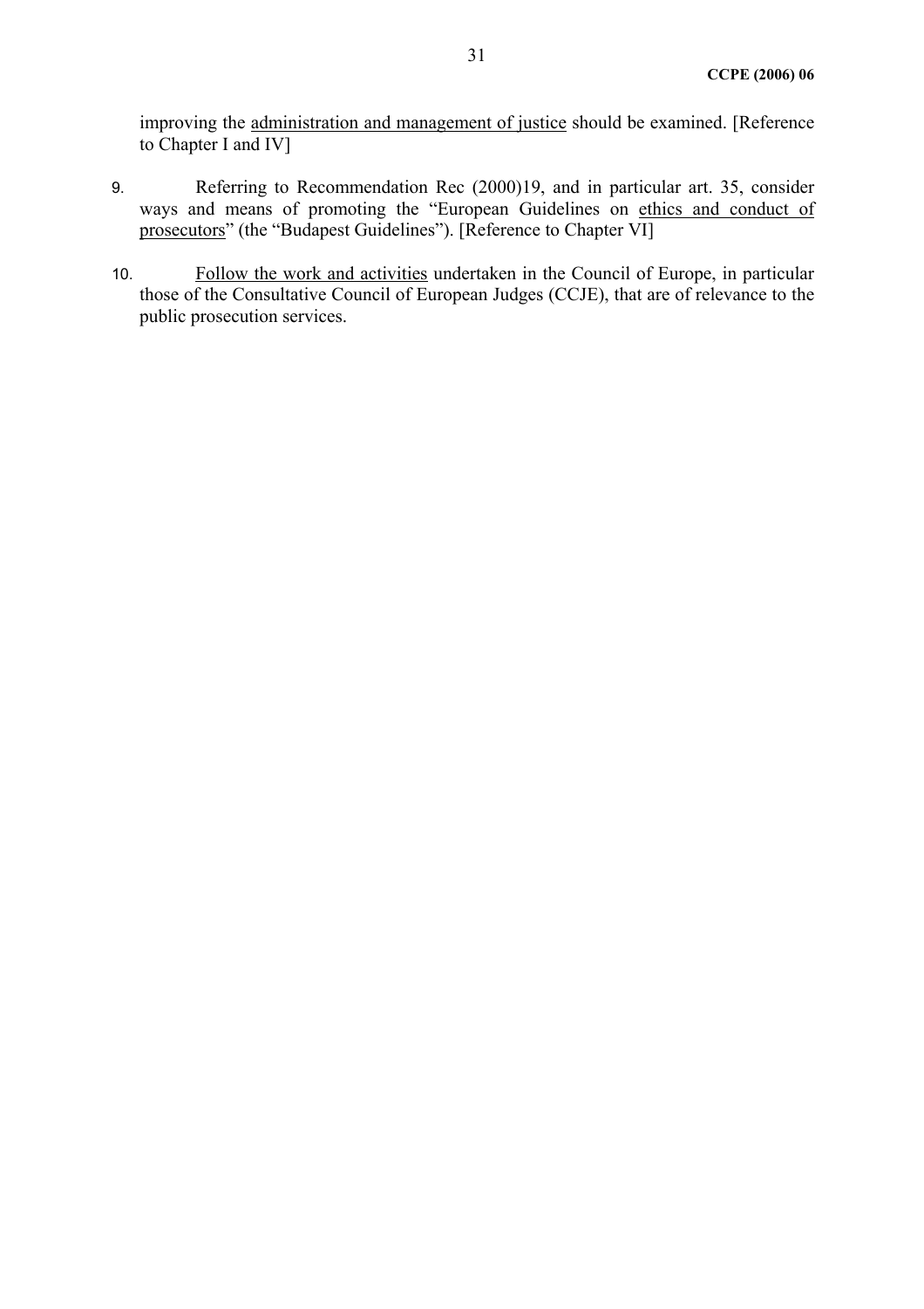improving the administration and management of justice should be examined. [Reference to Chapter I and IV]

9. Referring to Recommendation Rec (2000)19, and in particular art. 35, consider ways and means of promoting the "European Guidelines on ethics and conduct of prosecutors" (the "Budapest Guidelines"). [Reference to Chapter VI]

10. Follow the work and activities undertaken in the Council of Europe, in particular those of the Consultative Council of European Judges (CCJE), that are of relevance to the public prosecution services.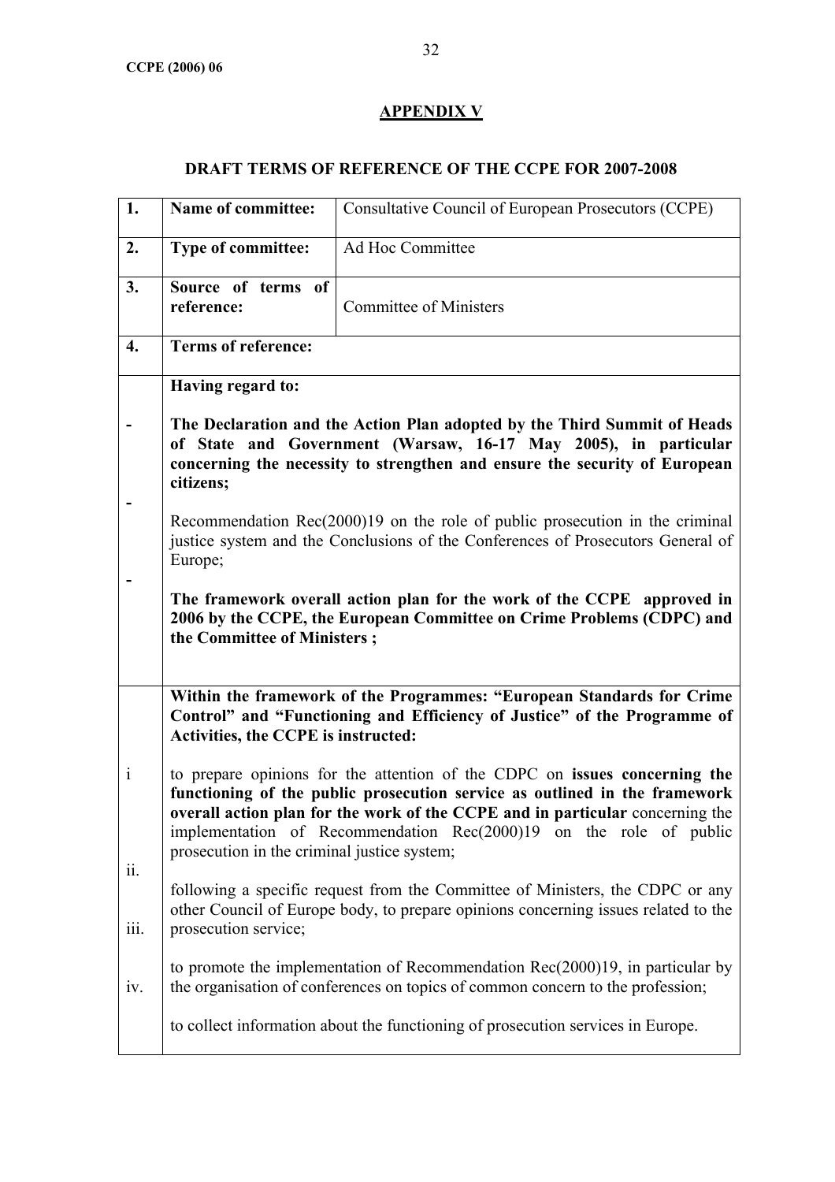## APPENDIX V

### DRAFT TERMS OF REFERENCE OF THE CCPE FOR 2007-2008

| | | |
|---|---|---|
| **1.** | **Name of committee:** | Consultative Council of European Prosecutors (CCPE) |
| **2.** | **Type of committee:** | Ad Hoc Committee |
| **3.** | **Source of terms of reference:** | Committee of Ministers |
| **4.** | **Terms of reference:** | |

**Having regard to:**

- **The Declaration and the Action Plan adopted by the Third Summit of Heads of State and Government (Warsaw, 16-17 May 2005), in particular concerning the necessity to strengthen and ensure the security of European citizens;**
- Recommendation Rec(2000)19 on the role of public prosecution in the criminal justice system and the Conclusions of the Conferences of Prosecutors General of Europe;
- **The framework overall action plan for the work of the CCPE approved in 2006 by the CCPE, the European Committee on Crime Problems (CDPC) and the Committee of Ministers ;**

**Within the framework of the Programmes: "European Standards for Crime Control" and "Functioning and Efficiency of Justice" of the Programme of Activities, the CCPE is instructed:**

i. to prepare opinions for the attention of the CDPC on **issues concerning the functioning of the public prosecution service as outlined in the framework overall action plan for the work of the CCPE and in particular** concerning the implementation of Recommendation Rec(2000)19 on the role of public prosecution in the criminal justice system;

ii. following a specific request from the Committee of Ministers, the CDPC or any other Council of Europe body, to prepare opinions concerning issues related to the prosecution service;

iii. to promote the implementation of Recommendation Rec(2000)19, in particular by the organisation of conferences on topics of common concern to the profession;

iv. to collect information about the functioning of prosecution services in Europe.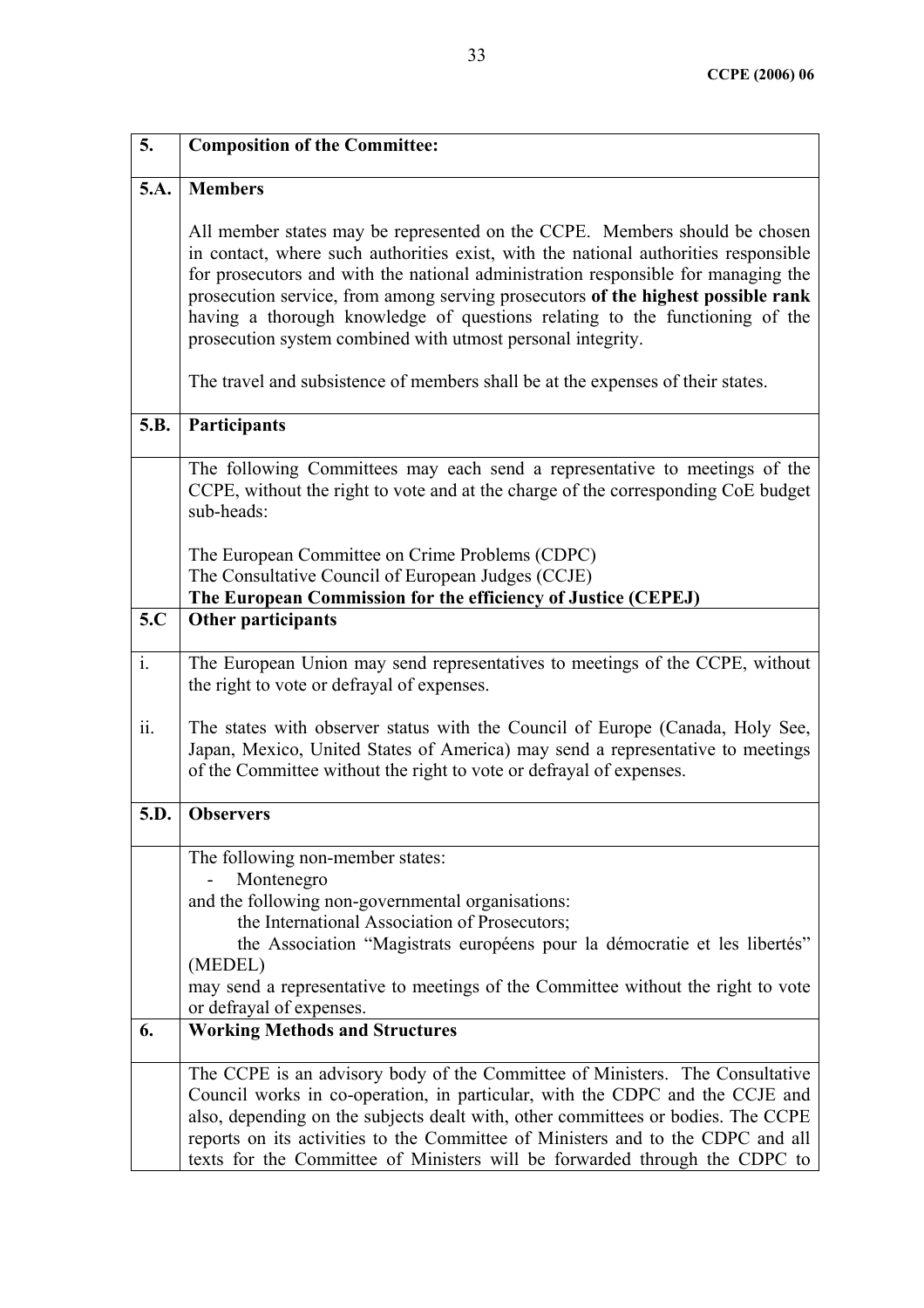| 5. | **Composition of the Committee:** |
| --- | --- |
| **5.A.** | **Members** |
| | All member states may be represented on the CCPE. Members should be chosen in contact, where such authorities exist, with the national authorities responsible for prosecutors and with the national administration responsible for managing the prosecution service, from among serving prosecutors **of the highest possible rank** having a thorough knowledge of questions relating to the functioning of the prosecution system combined with utmost personal integrity.<br><br>The travel and subsistence of members shall be at the expenses of their states. |
| **5.B.** | **Participants** |
| | The following Committees may each send a representative to meetings of the CCPE, without the right to vote and at the charge of the corresponding CoE budget sub-heads:<br><br>The European Committee on Crime Problems (CDPC)<br>The Consultative Council of European Judges (CCJE)<br>**The European Commission for the efficiency of Justice (CEPEJ)** |
| **5.C** | **Other participants** |
| i. | The European Union may send representatives to meetings of the CCPE, without the right to vote or defrayal of expenses. |
| ii. | The states with observer status with the Council of Europe (Canada, Holy See, Japan, Mexico, United States of America) may send a representative to meetings of the Committee without the right to vote or defrayal of expenses. |
| **5.D.** | **Observers** |
| | The following non-member states:<br>- Montenegro<br>and the following non-governmental organisations:<br>the International Association of Prosecutors;<br>the Association "Magistrats européens pour la démocratie et les libertés" (MEDEL)<br>may send a representative to meetings of the Committee without the right to vote or defrayal of expenses. |
| **6.** | **Working Methods and Structures** |
| | The CCPE is an advisory body of the Committee of Ministers. The Consultative Council works in co-operation, in particular, with the CDPC and the CCJE and also, depending on the subjects dealt with, other committees or bodies. The CCPE reports on its activities to the Committee of Ministers and to the CDPC and all texts for the Committee of Ministers will be forwarded through the CDPC to |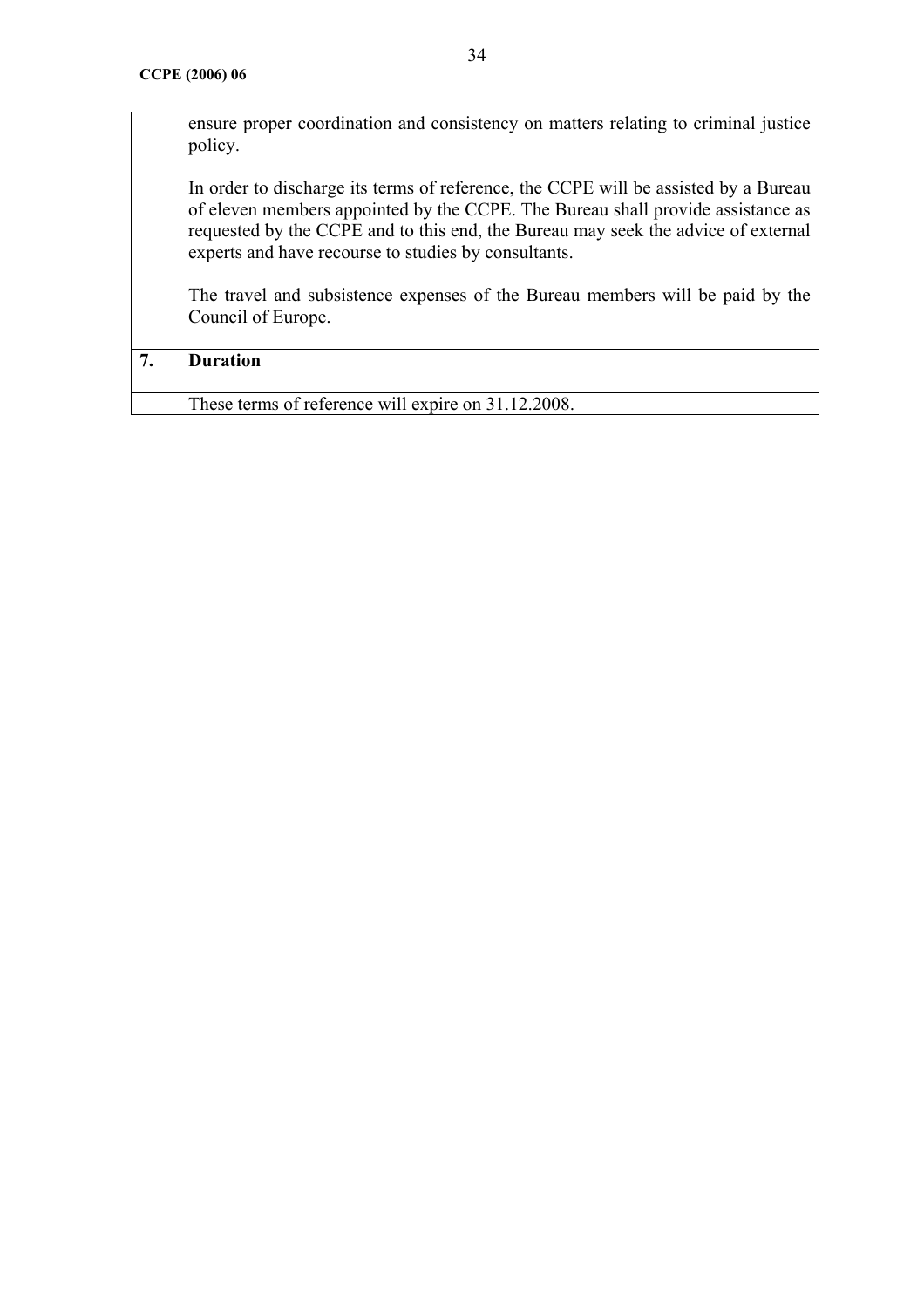| | |
|---|---|
| | ensure proper coordination and consistency on matters relating to criminal justice policy.<br><br>In order to discharge its terms of reference, the CCPE will be assisted by a Bureau of eleven members appointed by the CCPE. The Bureau shall provide assistance as requested by the CCPE and to this end, the Bureau may seek the advice of external experts and have recourse to studies by consultants.<br><br>The travel and subsistence expenses of the Bureau members will be paid by the Council of Europe. |
| **7.** | **Duration** |
| | These terms of reference will expire on 31.12.2008. |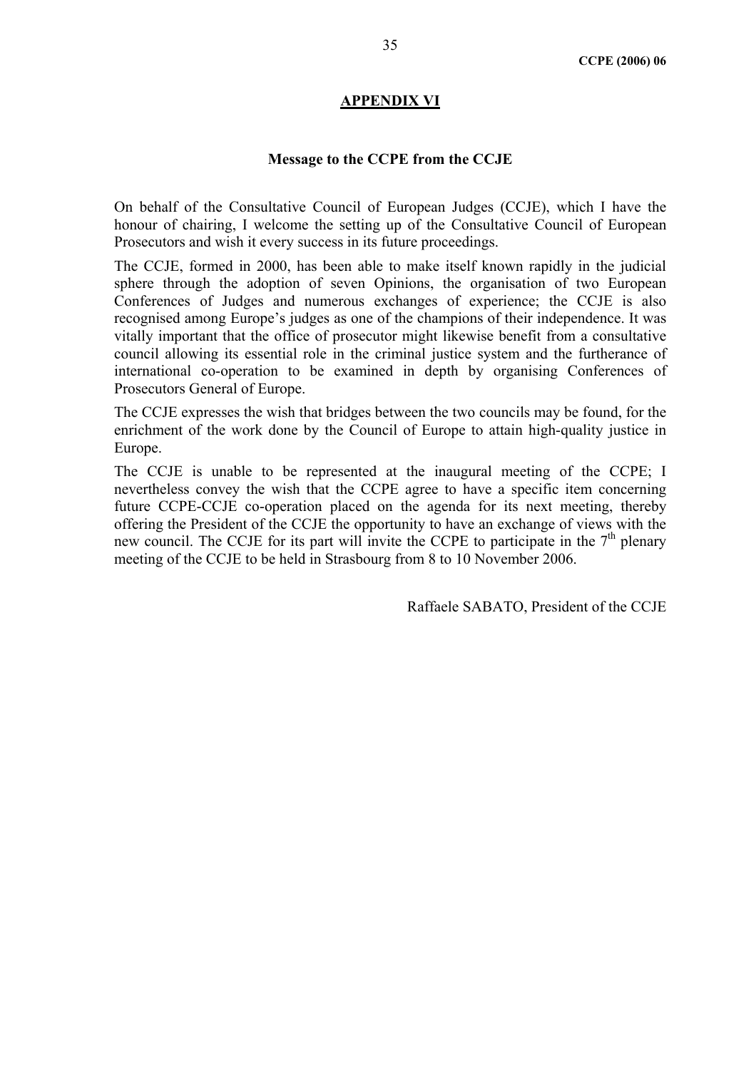## APPENDIX VI

### Message to the CCPE from the CCJE

On behalf of the Consultative Council of European Judges (CCJE), which I have the honour of chairing, I welcome the setting up of the Consultative Council of European Prosecutors and wish it every success in its future proceedings.

The CCJE, formed in 2000, has been able to make itself known rapidly in the judicial sphere through the adoption of seven Opinions, the organisation of two European Conferences of Judges and numerous exchanges of experience; the CCJE is also recognised among Europe's judges as one of the champions of their independence. It was vitally important that the office of prosecutor might likewise benefit from a consultative council allowing its essential role in the criminal justice system and the furtherance of international co-operation to be examined in depth by organising Conferences of Prosecutors General of Europe.

The CCJE expresses the wish that bridges between the two councils may be found, for the enrichment of the work done by the Council of Europe to attain high-quality justice in Europe.

The CCJE is unable to be represented at the inaugural meeting of the CCPE; I nevertheless convey the wish that the CCPE agree to have a specific item concerning future CCPE-CCJE co-operation placed on the agenda for its next meeting, thereby offering the President of the CCJE the opportunity to have an exchange of views with the new council. The CCJE for its part will invite the CCPE to participate in the 7th plenary meeting of the CCJE to be held in Strasbourg from 8 to 10 November 2006.

Raffaele SABATO, President of the CCJE